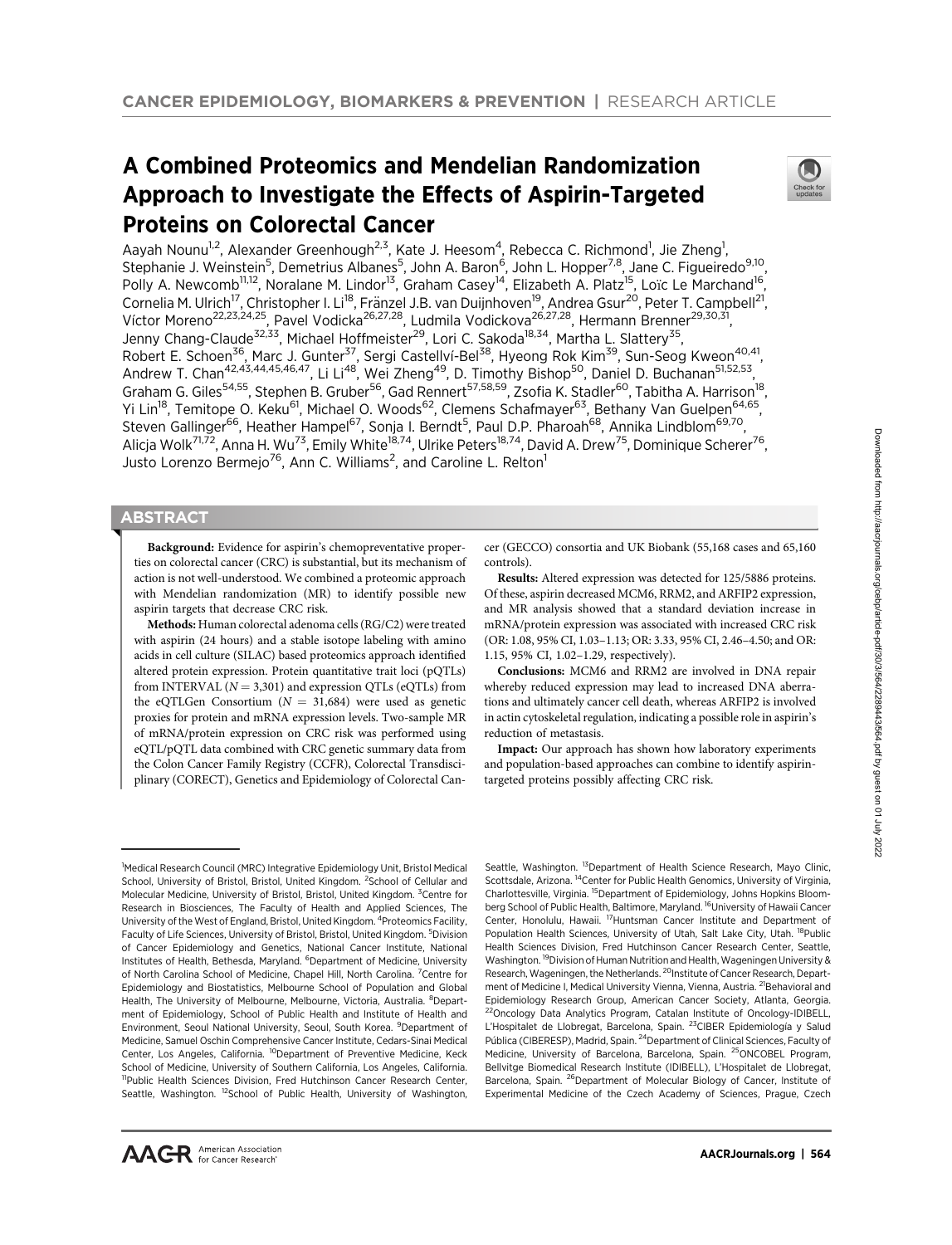CANCER EPIDEMIOLOGY, BIOMARKERS & PREVENTION | RESEARCH ARTICLE

# A Combined Proteomics and Mendelian Randomization Approach to Investigate the Effects of Aspirin-Targeted Proteins on Colorectal Cancer

Aayah Nounu[1,2], Alexander Greenhough[2,3], Kate J. Heesom[4], Rebecca C. Richmond[1], Jie Zheng[1], Stephanie J. Weinstein[5], Demetrius Albanes[5], John A. Baron[6], John L. Hopper[7,8], Jane C. Figueiredo[9,10], Polly A. Newcomb[11,12], Noralane M. Lindor[13], Graham Casey[14], Elizabeth A. Platz[15], Loïc Le Marchand[16], Cornelia M. Ulrich[17], Christopher I. Li[18], Fränzel J.B. van Duijnhoven[19], Andrea Gsur[20], Peter T. Campbell[21], Víctor Moreno[22,23,24,25], Pavel Vodicka[26,27,28], Ludmila Vodickova[26,27,28], Hermann Brenner[29,30,31], Jenny Chang-Claude[32,33], Michael Hoffmeister[29], Lori C. Sakoda[18,34], Martha L. Slattery[35], Robert E. Schoen[36], Marc J. Gunter[37], Sergi Castellví-Bel[38], Hyeong Rok Kim[39], Sun-Seog Kweon[40,41], Andrew T. Chan[42,43,44,45,46,47], Li Li[48], Wei Zheng[49], D. Timothy Bishop[50], Daniel D. Buchanan[51,52,53], Graham G. Giles[54,55], Stephen B. Gruber[56], Gad Rennert[57,58,59], Zsofia K. Stadler[60], Tabitha A. Harrison[18], Yi Lin[18], Temitope O. Keku[61], Michael O. Woods[62], Clemens Schafmayer[63], Bethany Van Guelpen[64,65], Steven Gallinger[66], Heather Hampel[67], Sonja I. Berndt[5], Paul D.P. Pharoah[68], Annika Lindblom[69,70], Alicja Wolk[71,72], Anna H. Wu[73], Emily White[18,74], Ulrike Peters[18,74], David A. Drew[75], Dominique Scherer[76], Justo Lorenzo Bermejo[76], Ann C. Williams[2], and Caroline L. Relton[1]

## ABSTRACT

**Background:** Evidence for aspirin's chemopreventative properties on colorectal cancer (CRC) is substantial, but its mechanism of action is not well-understood. We combined a proteomic approach with Mendelian randomization (MR) to identify possible new aspirin targets that decrease CRC risk.

**Methods:** Human colorectal adenoma cells (RG/C2) were treated with aspirin (24 hours) and a stable isotope labeling with amino acids in cell culture (SILAC) based proteomics approach identified altered protein expression. Protein quantitative trait loci (pQTLs) from INTERVAL ($N = 3{,}301$) and expression QTLs (eQTLs) from the eQTLGen Consortium ($N = 31{,}684$) were used as genetic proxies for protein and mRNA expression levels. Two-sample MR of mRNA/protein expression on CRC risk was performed using eQTL/pQTL data combined with CRC genetic summary data from the Colon Cancer Family Registry (CCFR), Colorectal Transdisciplinary (CORECT), Genetics and Epidemiology of Colorectal Cancer (GECCO) consortia and UK Biobank (55,168 cases and 65,160 controls).

**Results:** Altered expression was detected for 125/5886 proteins. Of these, aspirin decreased MCM6, RRM2, and ARFIP2 expression, and MR analysis showed that a standard deviation increase in mRNA/protein expression was associated with increased CRC risk (OR: 1.08, 95% CI, 1.03–1.13; OR: 3.33, 95% CI, 2.46–4.50; and OR: 1.15, 95% CI, 1.02–1.29, respectively).

**Conclusions:** MCM6 and RRM2 are involved in DNA repair whereby reduced expression may lead to increased DNA aberrations and ultimately cancer cell death, whereas ARFIP2 is involved in actin cytoskeletal regulation, indicating a possible role in aspirin's reduction of metastasis.

**Impact:** Our approach has shown how laboratory experiments and population-based approaches can combine to identify aspirin-targeted proteins possibly affecting CRC risk.

---

[1]Medical Research Council (MRC) Integrative Epidemiology Unit, Bristol Medical School, University of Bristol, Bristol, United Kingdom. [2]School of Cellular and Molecular Medicine, University of Bristol, Bristol, United Kingdom. [3]Centre for Research in Biosciences, The Faculty of Health and Applied Sciences, The University of the West of England, Bristol, United Kingdom. [4]Proteomics Facility, Faculty of Life Sciences, University of Bristol, Bristol, United Kingdom. [5]Division of Cancer Epidemiology and Genetics, National Cancer Institute, National Institutes of Health, Bethesda, Maryland. [6]Department of Medicine, University of North Carolina School of Medicine, Chapel Hill, North Carolina. [7]Centre for Epidemiology and Biostatistics, Melbourne School of Population and Global Health, The University of Melbourne, Melbourne, Victoria, Australia. [8]Department of Epidemiology, School of Public Health and Institute of Health and Environment, Seoul National University, Seoul, South Korea. [9]Department of Medicine, Samuel Oschin Comprehensive Cancer Institute, Cedars-Sinai Medical Center, Los Angeles, California. [10]Department of Preventive Medicine, Keck School of Medicine, University of Southern California, Los Angeles, California. [11]Public Health Sciences Division, Fred Hutchinson Cancer Research Center, Seattle, Washington. [12]School of Public Health, University of Washington, Seattle, Washington. [13]Department of Health Science Research, Mayo Clinic, Scottsdale, Arizona. [14]Center for Public Health Genomics, University of Virginia, Charlottesville, Virginia. [15]Department of Epidemiology, Johns Hopkins Bloomberg School of Public Health, Baltimore, Maryland. [16]University of Hawaii Cancer Center, Honolulu, Hawaii. [17]Huntsman Cancer Institute and Department of Population Health Sciences, University of Utah, Salt Lake City, Utah. [18]Public Health Sciences Division, Fred Hutchinson Cancer Research Center, Seattle, Washington. [19]Division of Human Nutrition and Health, Wageningen University & Research, Wageningen, the Netherlands. [20]Institute of Cancer Research, Department of Medicine I, Medical University Vienna, Vienna, Austria. [21]Behavioral and Epidemiology Research Group, American Cancer Society, Atlanta, Georgia. [22]Oncology Data Analytics Program, Catalan Institute of Oncology-IDIBELL, L'Hospitalet de Llobregat, Barcelona, Spain. [23]CIBER Epidemiología y Salud Pública (CIBERESP), Madrid, Spain. [24]Department of Clinical Sciences, Faculty of Medicine, University of Barcelona, Barcelona, Spain. [25]ONCOBEL Program, Bellvitge Biomedical Research Institute (IDIBELL), L'Hospitalet de Llobregat, Barcelona, Spain. [26]Department of Molecular Biology of Cancer, Institute of Experimental Medicine of the Czech Academy of Sciences, Prague, Czech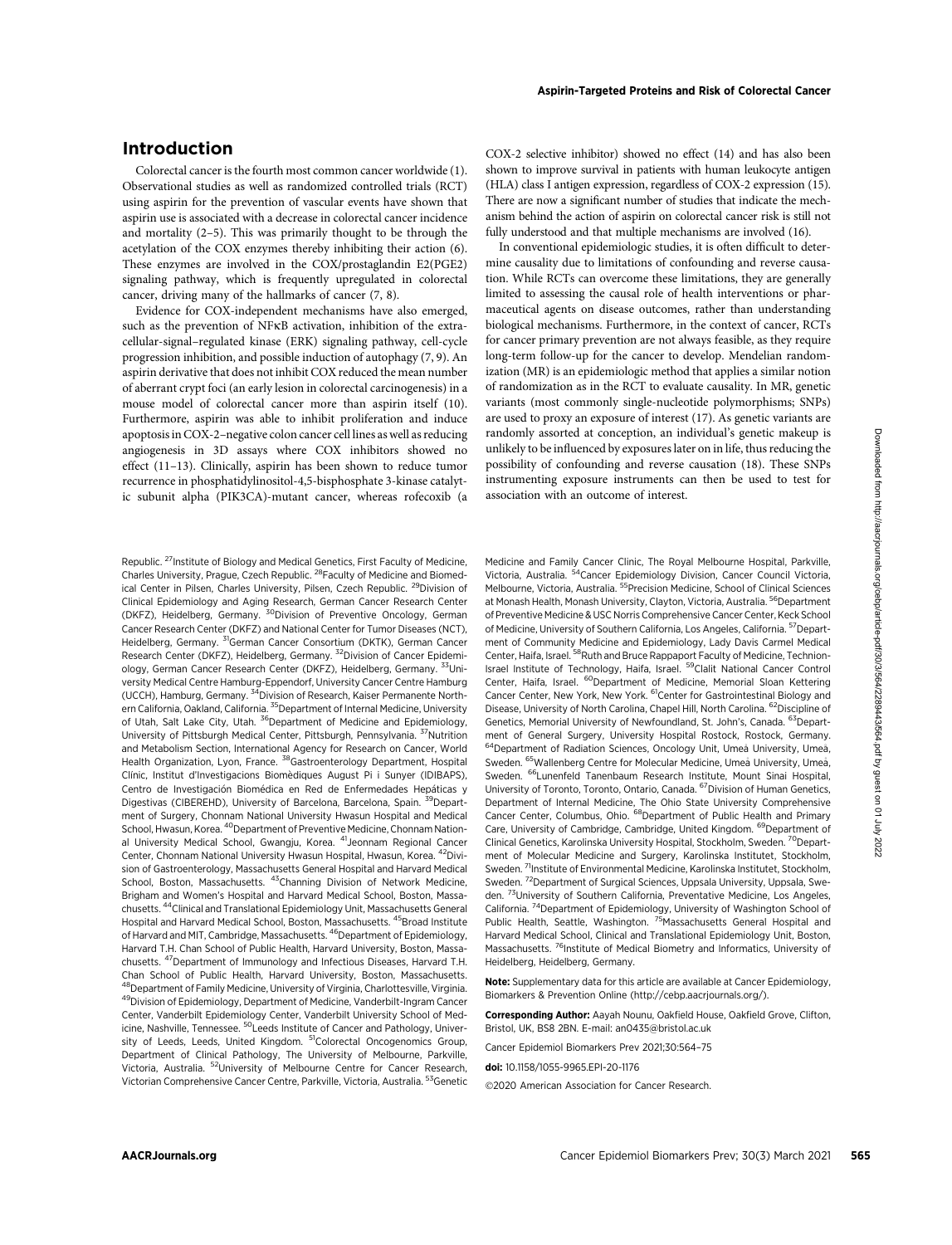## Introduction

Colorectal cancer is the fourth most common cancer worldwide (1). Observational studies as well as randomized controlled trials (RCT) using aspirin for the prevention of vascular events have shown that aspirin use is associated with a decrease in colorectal cancer incidence and mortality (2–5). This was primarily thought to be through the acetylation of the COX enzymes thereby inhibiting their action (6). These enzymes are involved in the COX/prostaglandin E2(PGE2) signaling pathway, which is frequently upregulated in colorectal cancer, driving many of the hallmarks of cancer (7, 8).

Evidence for COX-independent mechanisms have also emerged, such as the prevention of NFκB activation, inhibition of the extracellular-signal–regulated kinase (ERK) signaling pathway, cell-cycle progression inhibition, and possible induction of autophagy (7, 9). An aspirin derivative that does not inhibit COX reduced the mean number of aberrant crypt foci (an early lesion in colorectal carcinogenesis) in a mouse model of colorectal cancer more than aspirin itself (10). Furthermore, aspirin was able to inhibit proliferation and induce apoptosis in COX-2–negative colon cancer cell lines as well as reducing angiogenesis in 3D assays where COX inhibitors showed no effect (11–13). Clinically, aspirin has been shown to reduce tumor recurrence in phosphatidylinositol-4,5-bisphosphate 3-kinase catalytic subunit alpha (PIK3CA)-mutant cancer, whereas rofecoxib (a COX-2 selective inhibitor) showed no effect (14) and has also been shown to improve survival in patients with human leukocyte antigen (HLA) class I antigen expression, regardless of COX-2 expression (15). There are now a significant number of studies that indicate the mechanism behind the action of aspirin on colorectal cancer risk is still not fully understood and that multiple mechanisms are involved (16).

In conventional epidemiologic studies, it is often difficult to determine causality due to limitations of confounding and reverse causation. While RCTs can overcome these limitations, they are generally limited to assessing the causal role of health interventions or pharmaceutical agents on disease outcomes, rather than understanding biological mechanisms. Furthermore, in the context of cancer, RCTs for cancer primary prevention are not always feasible, as they require long-term follow-up for the cancer to develop. Mendelian randomization (MR) is an epidemiologic method that applies a similar notion of randomization as in the RCT to evaluate causality. In MR, genetic variants (most commonly single-nucleotide polymorphisms; SNPs) are used to proxy an exposure of interest (17). As genetic variants are randomly assorted at conception, an individual's genetic makeup is unlikely to be influenced by exposures later on in life, thus reducing the possibility of confounding and reverse causation (18). These SNPs instrumenting exposure instruments can then be used to test for association with an outcome of interest.

Republic. [27]Institute of Biology and Medical Genetics, First Faculty of Medicine, Charles University, Prague, Czech Republic. [28]Faculty of Medicine and Biomedical Center in Pilsen, Charles University, Pilsen, Czech Republic. [29]Division of Clinical Epidemiology and Aging Research, German Cancer Research Center (DKFZ), Heidelberg, Germany. [30]Division of Preventive Oncology, German Cancer Research Center (DKFZ) and National Center for Tumor Diseases (NCT), Heidelberg, Germany. [31]German Cancer Consortium (DKTK), German Cancer Research Center (DKFZ), Heidelberg, Germany. [32]Division of Cancer Epidemiology, German Cancer Research Center (DKFZ), Heidelberg, Germany. [33]University Medical Centre Hamburg-Eppendorf, University Cancer Centre Hamburg (UCCH), Hamburg, Germany. [34]Division of Research, Kaiser Permanente Northern California, Oakland, California. [35]Department of Internal Medicine, University of Utah, Salt Lake City, Utah. [36]Department of Medicine and Epidemiology, University of Pittsburgh Medical Center, Pittsburgh, Pennsylvania. [37]Nutrition and Metabolism Section, International Agency for Research on Cancer, World Health Organization, Lyon, France. [38]Gastroenterology Department, Hospital Clínic, Institut d'Investigacions Biomèdiques August Pi i Sunyer (IDIBAPS), Centro de Investigación Biomédica en Red de Enfermedades Hepáticas y Digestivas (CIBEREHD), University of Barcelona, Barcelona, Spain. [39]Department of Surgery, Chonnam National University Hwasun Hospital and Medical School, Hwasun, Korea. [40]Department of Preventive Medicine, Chonnam National University Medical School, Gwangju, Korea. [41]Jeonnam Regional Cancer Center, Chonnam National University Hwasun Hospital, Hwasun, Korea. [42]Division of Gastroenterology, Massachusetts General Hospital and Harvard Medical School, Boston, Massachusetts. [43]Channing Division of Network Medicine, Brigham and Women's Hospital and Harvard Medical School, Boston, Massachusetts. [44]Clinical and Translational Epidemiology Unit, Massachusetts General Hospital and Harvard Medical School, Boston, Massachusetts. [45]Broad Institute of Harvard and MIT, Cambridge, Massachusetts. [46]Department of Epidemiology, Harvard T.H. Chan School of Public Health, Harvard University, Boston, Massachusetts. [47]Department of Immunology and Infectious Diseases, Harvard T.H. Chan School of Public Health, Harvard University, Boston, Massachusetts. [48]Department of Family Medicine, University of Virginia, Charlottesville, Virginia. [49]Division of Epidemiology, Department of Medicine, Vanderbilt-Ingram Cancer Center, Vanderbilt Epidemiology Center, Vanderbilt University School of Medicine, Nashville, Tennessee. [50]Leeds Institute of Cancer and Pathology, University of Leeds, Leeds, United Kingdom. [51]Colorectal Oncogenomics Group, Department of Clinical Pathology, The University of Melbourne, Parkville, Victoria, Australia. [52]University of Melbourne Centre for Cancer Research, Victorian Comprehensive Cancer Centre, Parkville, Victoria, Australia. [53]Genetic Medicine and Family Cancer Clinic, The Royal Melbourne Hospital, Parkville, Victoria, Australia. [54]Cancer Epidemiology Division, Cancer Council Victoria, Melbourne, Victoria, Australia. [55]Precision Medicine, School of Clinical Sciences at Monash Health, Monash University, Clayton, Victoria, Australia. [56]Department of Preventive Medicine & USC Norris Comprehensive Cancer Center, Keck School of Medicine, University of Southern California, Los Angeles, California. [57]Department of Community Medicine and Epidemiology, Lady Davis Carmel Medical Center, Haifa, Israel. [58]Ruth and Bruce Rappaport Faculty of Medicine, Technion-Israel Institute of Technology, Haifa, Israel. [59]Clalit National Cancer Control Center, Haifa, Israel. [60]Department of Medicine, Memorial Sloan Kettering Cancer Center, New York, New York. [61]Center for Gastrointestinal Biology and Disease, University of North Carolina, Chapel Hill, North Carolina. [62]Discipline of Genetics, Memorial University of Newfoundland, St. John's, Canada. [63]Department of General Surgery, University Hospital Rostock, Rostock, Germany. [64]Department of Radiation Sciences, Oncology Unit, Umeå University, Umeå, Sweden. [65]Wallenberg Centre for Molecular Medicine, Umeå University, Umeå, Sweden. [66]Lunenfeld Tanenbaum Research Institute, Mount Sinai Hospital, University of Toronto, Toronto, Ontario, Canada. [67]Division of Human Genetics, Department of Internal Medicine, The Ohio State University Comprehensive Cancer Center, Columbus, Ohio. [68]Department of Public Health and Primary Care, University of Cambridge, Cambridge, United Kingdom. [69]Department of Clinical Genetics, Karolinska University Hospital, Stockholm, Sweden. [70]Department of Molecular Medicine and Surgery, Karolinska Institutet, Stockholm, Sweden. [71]Institute of Environmental Medicine, Karolinska Institutet, Stockholm, Sweden. [72]Department of Surgical Sciences, Uppsala University, Uppsala, Sweden. [73]University of Southern California, Preventative Medicine, Los Angeles, California. [74]Department of Epidemiology, University of Washington School of Public Health, Seattle, Washington. [75]Massachusetts General Hospital and Harvard Medical School, Clinical and Translational Epidemiology Unit, Boston, Massachusetts. [76]Institute of Medical Biometry and Informatics, University of Heidelberg, Heidelberg, Germany.

**Note:** Supplementary data for this article are available at Cancer Epidemiology, Biomarkers & Prevention Online (http://cebp.aacrjournals.org/).

**Corresponding Author:** Aayah Nounu, Oakfield House, Oakfield Grove, Clifton, Bristol, UK, BS8 2BN. E-mail: an0435@bristol.ac.uk

Cancer Epidemiol Biomarkers Prev 2021;30:564–75

**doi:** 10.1158/1055-9965.EPI-20-1176

©2020 American Association for Cancer Research.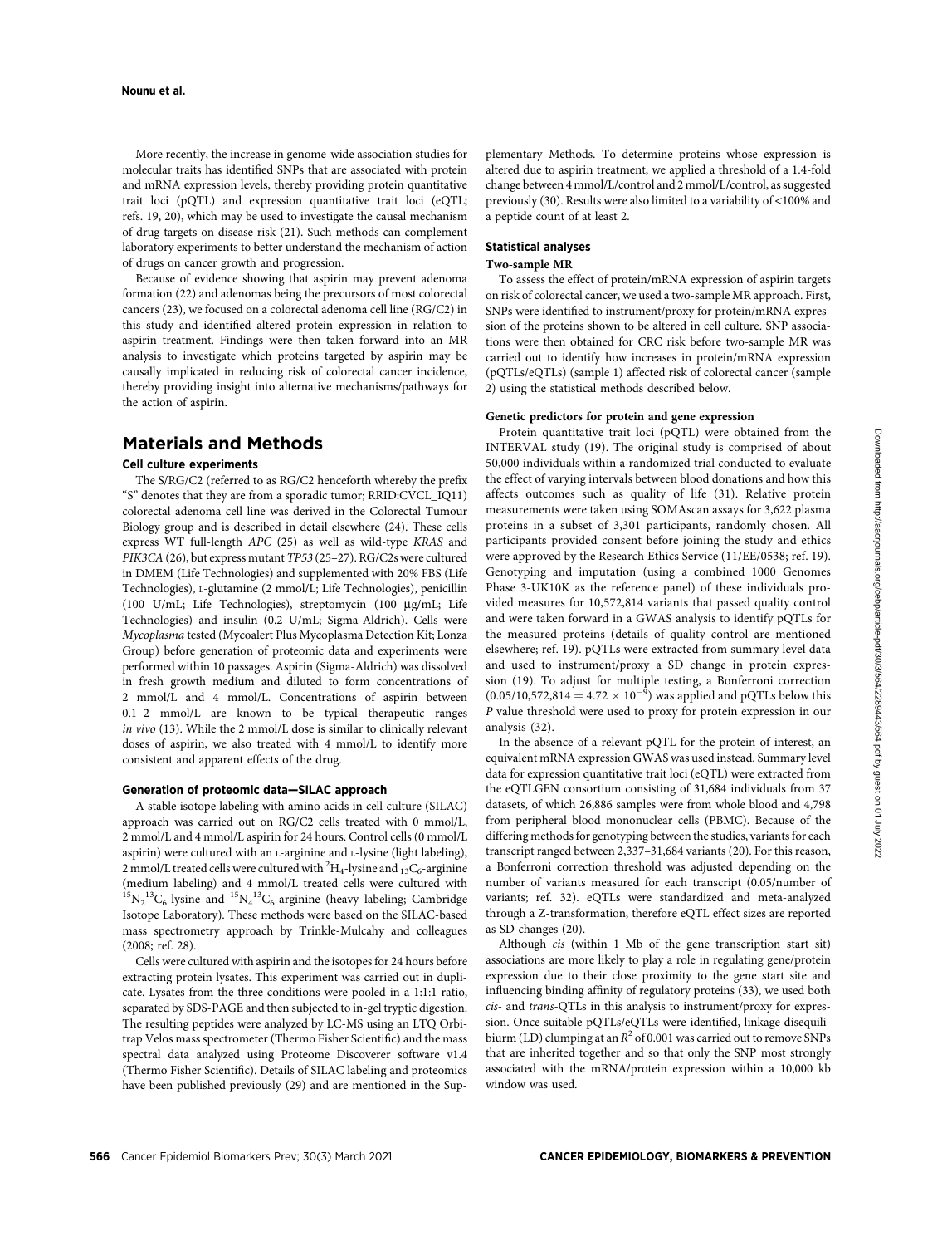More recently, the increase in genome-wide association studies for molecular traits has identified SNPs that are associated with protein and mRNA expression levels, thereby providing protein quantitative trait loci (pQTL) and expression quantitative trait loci (eQTL; refs. 19, 20), which may be used to investigate the causal mechanism of drug targets on disease risk (21). Such methods can complement laboratory experiments to better understand the mechanism of action of drugs on cancer growth and progression.

Because of evidence showing that aspirin may prevent adenoma formation (22) and adenomas being the precursors of most colorectal cancers (23), we focused on a colorectal adenoma cell line (RG/C2) in this study and identified altered protein expression in relation to aspirin treatment. Findings were then taken forward into an MR analysis to investigate which proteins targeted by aspirin may be causally implicated in reducing risk of colorectal cancer incidence, thereby providing insight into alternative mechanisms/pathways for the action of aspirin.

## Materials and Methods

### Cell culture experiments

The S/RG/C2 (referred to as RG/C2 henceforth whereby the prefix "S" denotes that they are from a sporadic tumor; RRID:CVCL_IQ11) colorectal adenoma cell line was derived in the Colorectal Tumour Biology group and is described in detail elsewhere (24). These cells express WT full-length *APC* (25) as well as wild-type *KRAS* and *PIK3CA* (26), but express mutant *TP53* (25–27). RG/C2s were cultured in DMEM (Life Technologies) and supplemented with 20% FBS (Life Technologies), L-glutamine (2 mmol/L; Life Technologies), penicillin (100 U/mL; Life Technologies), streptomycin (100 μg/mL; Life Technologies) and insulin (0.2 U/mL; Sigma-Aldrich). Cells were *Mycoplasma* tested (Mycoalert Plus Mycoplasma Detection Kit; Lonza Group) before generation of proteomic data and experiments were performed within 10 passages. Aspirin (Sigma-Aldrich) was dissolved in fresh growth medium and diluted to form concentrations of 2 mmol/L and 4 mmol/L. Concentrations of aspirin between 0.1–2 mmol/L are known to be typical therapeutic ranges *in vivo* (13). While the 2 mmol/L dose is similar to clinically relevant doses of aspirin, we also treated with 4 mmol/L to identify more consistent and apparent effects of the drug.

### Generation of proteomic data—SILAC approach

A stable isotope labeling with amino acids in cell culture (SILAC) approach was carried out on RG/C2 cells treated with 0 mmol/L, 2 mmol/L and 4 mmol/L aspirin for 24 hours. Control cells (0 mmol/L aspirin) were cultured with an L-arginine and L-lysine (light labeling), 2 mmol/L treated cells were cultured with $^{2}H_{4}$-lysine and $_{13}C_{6}$-arginine (medium labeling) and 4 mmol/L treated cells were cultured with $^{15}N_{2}{}^{13}C_{6}$-lysine and $^{15}N_{4}{}^{13}C_{6}$-arginine (heavy labeling; Cambridge Isotope Laboratory). These methods were based on the SILAC-based mass spectrometry approach by Trinkle-Mulcahy and colleagues (2008; ref. 28).

Cells were cultured with aspirin and the isotopes for 24 hours before extracting protein lysates. This experiment was carried out in duplicate. Lysates from the three conditions were pooled in a 1:1:1 ratio, separated by SDS-PAGE and then subjected to in-gel tryptic digestion. The resulting peptides were analyzed by LC-MS using an LTQ Orbitrap Velos mass spectrometer (Thermo Fisher Scientific) and the mass spectral data analyzed using Proteome Discoverer software v1.4 (Thermo Fisher Scientific). Details of SILAC labeling and proteomics have been published previously (29) and are mentioned in the Supplementary Methods. To determine proteins whose expression is altered due to aspirin treatment, we applied a threshold of a 1.4-fold change between 4 mmol/L/control and 2 mmol/L/control, as suggested previously (30). Results were also limited to a variability of <100% and a peptide count of at least 2.

### Statistical analyses

#### Two-sample MR

To assess the effect of protein/mRNA expression of aspirin targets on risk of colorectal cancer, we used a two-sample MR approach. First, SNPs were identified to instrument/proxy for protein/mRNA expression of the proteins shown to be altered in cell culture. SNP associations were then obtained for CRC risk before two-sample MR was carried out to identify how increases in protein/mRNA expression (pQTLs/eQTLs) (sample 1) affected risk of colorectal cancer (sample 2) using the statistical methods described below.

#### Genetic predictors for protein and gene expression

Protein quantitative trait loci (pQTL) were obtained from the INTERVAL study (19). The original study is comprised of about 50,000 individuals within a randomized trial conducted to evaluate the effect of varying intervals between blood donations and how this affects outcomes such as quality of life (31). Relative protein measurements were taken using SOMAscan assays for 3,622 plasma proteins in a subset of 3,301 participants, randomly chosen. All participants provided consent before joining the study and ethics were approved by the Research Ethics Service (11/EE/0538; ref. 19). Genotyping and imputation (using a combined 1000 Genomes Phase 3-UK10K as the reference panel) of these individuals provided measures for 10,572,814 variants that passed quality control and were taken forward in a GWAS analysis to identify pQTLs for the measured proteins (details of quality control are mentioned elsewhere; ref. 19). pQTLs were extracted from summary level data and used to instrument/proxy a SD change in protein expression (19). To adjust for multiple testing, a Bonferroni correction ($0.05/10,572,814 = 4.72 \times 10^{-9}$) was applied and pQTLs below this *P* value threshold were used to proxy for protein expression in our analysis (32).

In the absence of a relevant pQTL for the protein of interest, an equivalent mRNA expression GWAS was used instead. Summary level data for expression quantitative trait loci (eQTL) were extracted from the eQTLGEN consortium consisting of 31,684 individuals from 37 datasets, of which 26,886 samples were from whole blood and 4,798 from peripheral blood mononuclear cells (PBMC). Because of the differing methods for genotyping between the studies, variants for each transcript ranged between 2,337–31,684 variants (20). For this reason, a Bonferroni correction threshold was adjusted depending on the number of variants measured for each transcript (0.05/number of variants; ref. 32). eQTLs were standardized and meta-analyzed through a Z-transformation, therefore eQTL effect sizes are reported as SD changes (20).

Although *cis* (within 1 Mb of the gene transcription start sit) associations are more likely to play a role in regulating gene/protein expression due to their close proximity to the gene start site and influencing binding affinity of regulatory proteins (33), we used both *cis*- and *trans*-QTLs in this analysis to instrument/proxy for expression. Once suitable pQTLs/eQTLs were identified, linkage disequilibiurm (LD) clumping at an $R^2$ of 0.001 was carried out to remove SNPs that are inherited together and so that only the SNP most strongly associated with the mRNA/protein expression within a 10,000 kb window was used.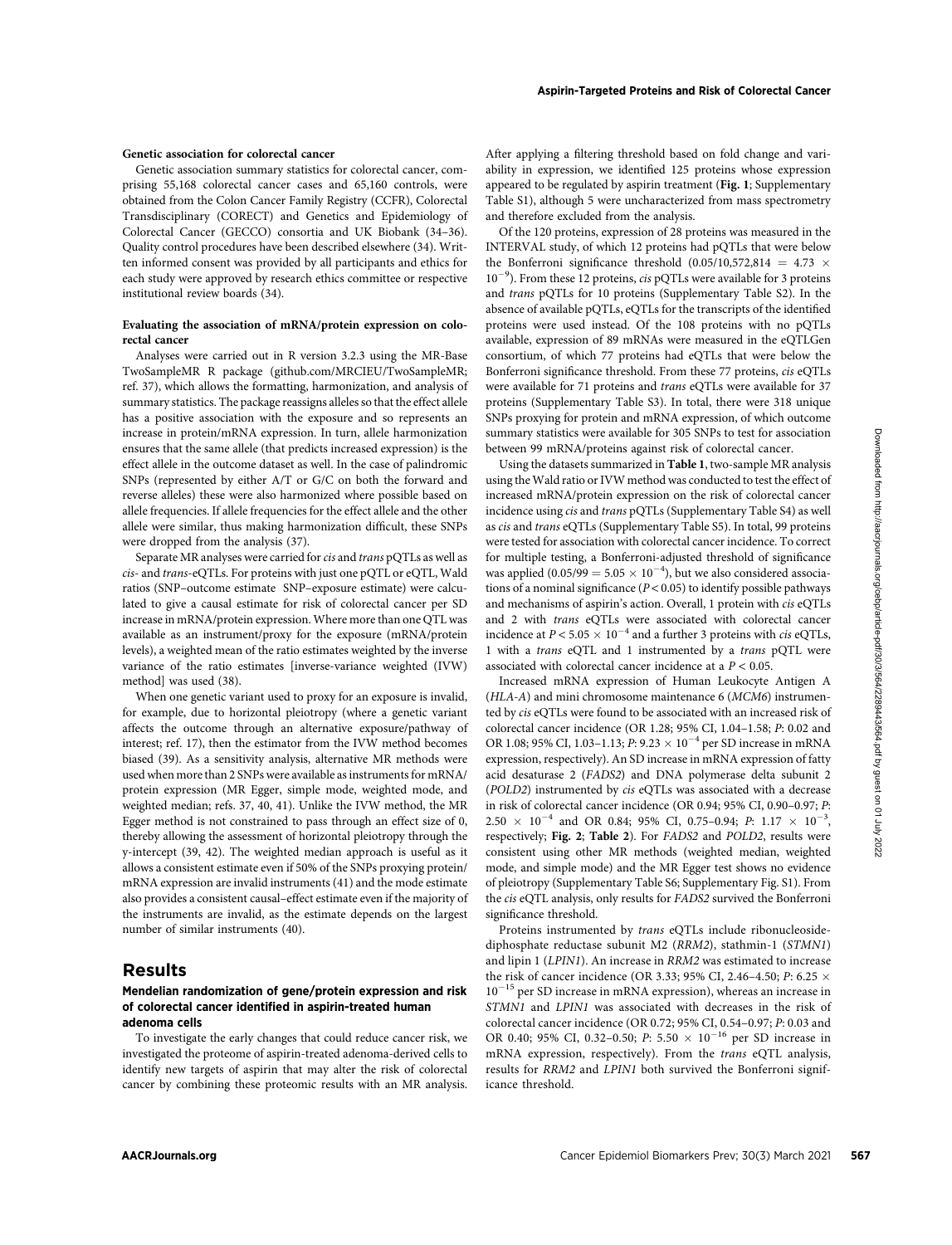**Genetic association for colorectal cancer**

Genetic association summary statistics for colorectal cancer, comprising 55,168 colorectal cancer cases and 65,160 controls, were obtained from the Colon Cancer Family Registry (CCFR), Colorectal Transdisciplinary (CORECT) and Genetics and Epidemiology of Colorectal Cancer (GECCO) consortia and UK Biobank (34–36). Quality control procedures have been described elsewhere (34). Written informed consent was provided by all participants and ethics for each study were approved by research ethics committee or respective institutional review boards (34).

**Evaluating the association of mRNA/protein expression on colorectal cancer**

Analyses were carried out in R version 3.2.3 using the MR-Base TwoSampleMR R package (github.com/MRCIEU/TwoSampleMR; ref. 37), which allows the formatting, harmonization, and analysis of summary statistics. The package reassigns alleles so that the effect allele has a positive association with the exposure and so represents an increase in protein/mRNA expression. In turn, allele harmonization ensures that the same allele (that predicts increased expression) is the effect allele in the outcome dataset as well. In the case of palindromic SNPs (represented by either A/T or G/C on both the forward and reverse alleles) these were also harmonized where possible based on allele frequencies. If allele frequencies for the effect allele and the other allele were similar, thus making harmonization difficult, these SNPs were dropped from the analysis (37).

Separate MR analyses were carried for *cis* and *trans* pQTLs as well as *cis*- and *trans*-eQTLs. For proteins with just one pQTL or eQTL, Wald ratios (SNP–outcome estimate SNP–exposure estimate) were calculated to give a causal estimate for risk of colorectal cancer per SD increase in mRNA/protein expression. Where more than one QTL was available as an instrument/proxy for the exposure (mRNA/protein levels), a weighted mean of the ratio estimates weighted by the inverse variance of the ratio estimates [inverse-variance weighted (IVW) method] was used (38).

When one genetic variant used to proxy for an exposure is invalid, for example, due to horizontal pleiotropy (where a genetic variant affects the outcome through an alternative exposure/pathway of interest; ref. 17), then the estimator from the IVW method becomes biased (39). As a sensitivity analysis, alternative MR methods were used when more than 2 SNPs were available as instruments for mRNA/protein expression (MR Egger, simple mode, weighted mode, and weighted median; refs. 37, 40, 41). Unlike the IVW method, the MR Egger method is not constrained to pass through an effect size of 0, thereby allowing the assessment of horizontal pleiotropy through the y-intercept (39, 42). The weighted median approach is useful as it allows a consistent estimate even if 50% of the SNPs proxying protein/mRNA expression are invalid instruments (41) and the mode estimate also provides a consistent causal–effect estimate even if the majority of the instruments are invalid, as the estimate depends on the largest number of similar instruments (40).

## Results

### Mendelian randomization of gene/protein expression and risk of colorectal cancer identified in aspirin-treated human adenoma cells

To investigate the early changes that could reduce cancer risk, we investigated the proteome of aspirin-treated adenoma-derived cells to identify new targets of aspirin that may alter the risk of colorectal cancer by combining these proteomic results with an MR analysis. After applying a filtering threshold based on fold change and variability in expression, we identified 125 proteins whose expression appeared to be regulated by aspirin treatment (**Fig. 1**; Supplementary Table S1), although 5 were uncharacterized from mass spectrometry and therefore excluded from the analysis.

Of the 120 proteins, expression of 28 proteins was measured in the INTERVAL study, of which 12 proteins had pQTLs that were below the Bonferroni significance threshold ($0.05/10{,}572{,}814 = 4.73 \times 10^{-9}$). From these 12 proteins, *cis* pQTLs were available for 3 proteins and *trans* pQTLs for 10 proteins (Supplementary Table S2). In the absence of available pQTLs, eQTLs for the transcripts of the identified proteins were used instead. Of the 108 proteins with no pQTLs available, expression of 89 mRNAs were measured in the eQTLGen consortium, of which 77 proteins had eQTLs that were below the Bonferroni significance threshold. From these 77 proteins, *cis* eQTLs were available for 71 proteins and *trans* eQTLs were available for 37 proteins (Supplementary Table S3). In total, there were 318 unique SNPs proxying for protein and mRNA expression, of which outcome summary statistics were available for 305 SNPs to test for association between 99 mRNA/proteins against risk of colorectal cancer.

Using the datasets summarized in **Table 1**, two-sample MR analysis using the Wald ratio or IVW method was conducted to test the effect of increased mRNA/protein expression on the risk of colorectal cancer incidence using *cis* and *trans* pQTLs (Supplementary Table S4) as well as *cis* and *trans* eQTLs (Supplementary Table S5). In total, 99 proteins were tested for association with colorectal cancer incidence. To correct for multiple testing, a Bonferroni-adjusted threshold of significance was applied ($0.05/99 = 5.05 \times 10^{-4}$), but we also considered associations of a nominal significance ($P < 0.05$) to identify possible pathways and mechanisms of aspirin's action. Overall, 1 protein with *cis* eQTLs and 2 with *trans* eQTLs were associated with colorectal cancer incidence at $P < 5.05 \times 10^{-4}$ and a further 3 proteins with *cis* eQTLs, 1 with a *trans* eQTL and 1 instrumented by a *trans* pQTL were associated with colorectal cancer incidence at a $P < 0.05$.

Increased mRNA expression of Human Leukocyte Antigen A (*HLA-A*) and mini chromosome maintenance 6 (*MCM6*) instrumented by *cis* eQTLs were found to be associated with an increased risk of colorectal cancer incidence (OR 1.28; 95% CI, 1.04–1.58; *P*: 0.02 and OR 1.08; 95% CI, 1.03–1.13; *P*: $9.23 \times 10^{-4}$ per SD increase in mRNA expression, respectively). An SD increase in mRNA expression of fatty acid desaturase 2 (*FADS2*) and DNA polymerase delta subunit 2 (*POLD2*) instrumented by *cis* eQTLs was associated with a decrease in risk of colorectal cancer incidence (OR 0.94; 95% CI, 0.90–0.97; *P*: $2.50 \times 10^{-4}$ and OR 0.84; 95% CI, 0.75–0.94; *P*: $1.17 \times 10^{-3}$, respectively; **Fig. 2**; **Table 2**). For *FADS2* and *POLD2*, results were consistent using other MR methods (weighted median, weighted mode, and simple mode) and the MR Egger test shows no evidence of pleiotropy (Supplementary Table S6; Supplementary Fig. S1). From the *cis* eQTL analysis, only results for *FADS2* survived the Bonferroni significance threshold.

Proteins instrumented by *trans* eQTLs include ribonucleoside-diphosphate reductase subunit M2 (*RRM2*), stathmin-1 (*STMN1*) and lipin 1 (*LPIN1*). An increase in *RRM2* was estimated to increase the risk of cancer incidence (OR 3.33; 95% CI, 2.46–4.50; *P*: $6.25 \times 10^{-15}$ per SD increase in mRNA expression), whereas an increase in *STMN1* and *LPIN1* was associated with decreases in the risk of colorectal cancer incidence (OR 0.72; 95% CI, 0.54–0.97; *P*: 0.03 and OR 0.40; 95% CI, 0.32–0.50; *P*: $5.50 \times 10^{-16}$ per SD increase in mRNA expression, respectively). From the *trans* eQTL analysis, results for *RRM2* and *LPIN1* both survived the Bonferroni significance threshold.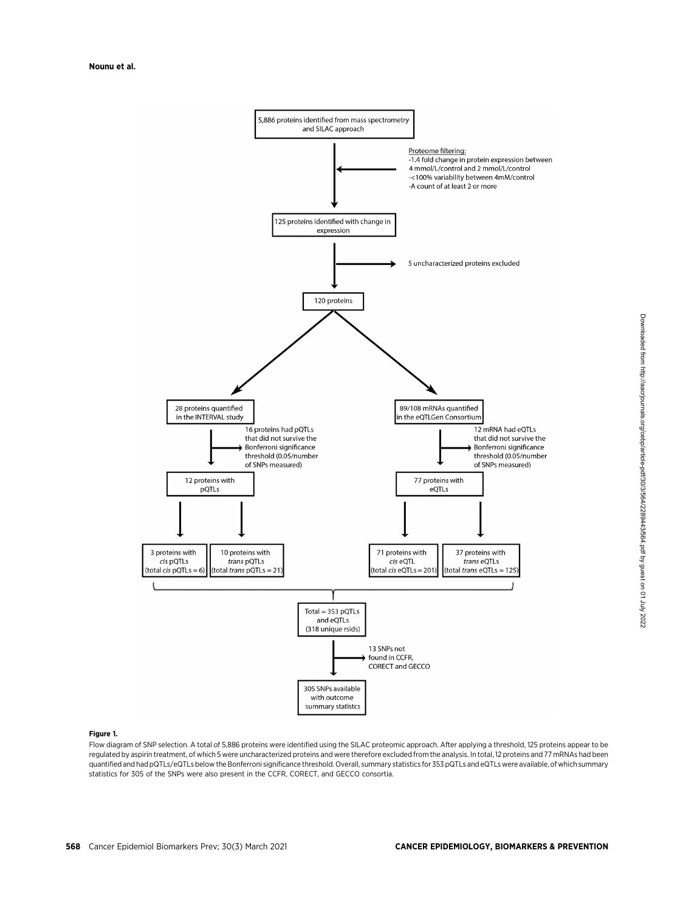5,886 proteins identified from mass spectrometry and SILAC approach

Proteome filtering:
- 1.4 fold change in protein expression between 4 mmol/L/control and 2 mmol/L/control
- <100% variability between 4mM/control
- A count of at least 2 or more

125 proteins identified with change in expression

5 uncharacterized proteins excluded

120 proteins

28 proteins quantified in the INTERVAL study

16 proteins had pQTLs that did not survive the Bonferroni significance threshold (0.05/number of SNPs measured)

12 proteins with pQTLs

3 proteins with *cis* pQTLs (total *cis* pQTLs = 6)

10 proteins with *trans* pQTLs (total *trans* pQTLs = 21)

89/108 mRNAs quantified in the eQTLGen Consortium

12 mRNA had eQTLs that did not survive the Bonferroni significance threshold (0.05/number of SNPs measured)

77 proteins with eQTLs

71 proteins with *cis* eQTL (total *cis* eQTLs = 201)

37 proteins with *trans* eQTLs (total *trans* eQTLs = 125)

Total = 353 pQTLs and eQTLs (318 unique rsids)

13 SNPs not found in CCFR, CORECT and GECCO

305 SNPs available with outcome summary statistcs

**Figure 1.**

Flow diagram of SNP selection. A total of 5,886 proteins were identified using the SILAC proteomic approach. After applying a threshold, 125 proteins appear to be regulated by aspirin treatment, of which 5 were uncharacterized proteins and were therefore excluded from the analysis. In total, 12 proteins and 77 mRNAs had been quantified and had pQTLs/eQTLs below the Bonferroni significance threshold. Overall, summary statistics for 353 pQTLs and eQTLs were available, of which summary statistics for 305 of the SNPs were also present in the CCFR, CORECT, and GECCO consortia.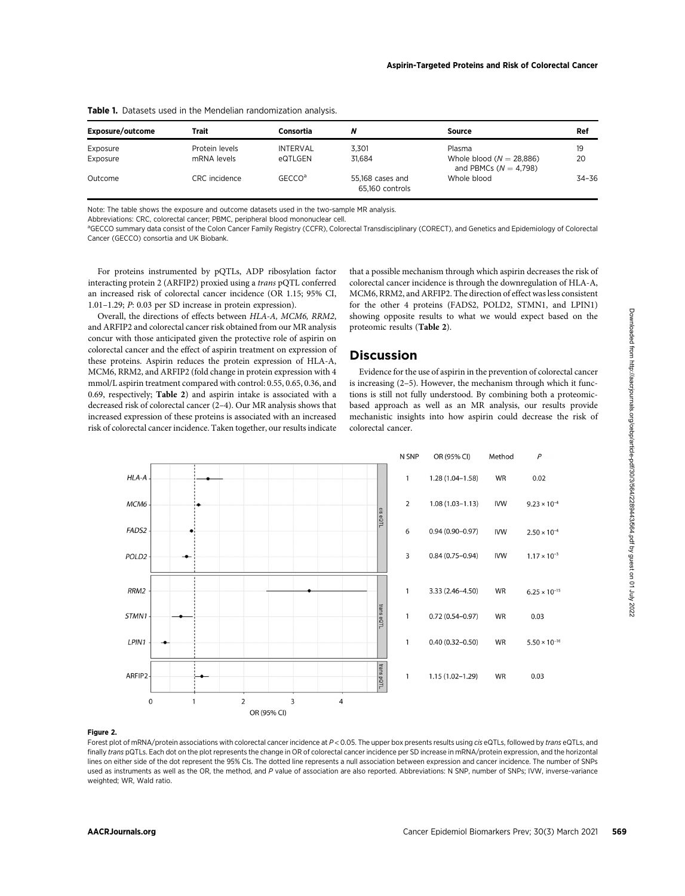**Table 1.** Datasets used in the Mendelian randomization analysis.

| Exposure/outcome | Trait | Consortia | N | Source | Ref |
|---|---|---|---|---|---|
| Exposure | Protein levels | INTERVAL | 3,301 | Plasma | 19 |
| Exposure | mRNA levels | eQTLGEN | 31,684 | Whole blood ($N = 28,886$) and PBMCs ($N = 4,798$) | 20 |
| Outcome | CRC incidence | GECCO[a] | 55,168 cases and 65,160 controls | Whole blood | 34–36 |

Note: The table shows the exposure and outcome datasets used in the two-sample MR analysis.

Abbreviations: CRC, colorectal cancer; PBMC, peripheral blood mononuclear cell.

[a]GECCO summary data consist of the Colon Cancer Family Registry (CCFR), Colorectal Transdisciplinary (CORECT), and Genetics and Epidemiology of Colorectal Cancer (GECCO) consortia and UK Biobank.

For proteins instrumented by pQTLs, ADP ribosylation factor interacting protein 2 (ARFIP2) proxied using a *trans* pQTL conferred an increased risk of colorectal cancer incidence (OR 1.15; 95% CI, 1.01–1.29; *P*: 0.03 per SD increase in protein expression).

Overall, the directions of effects between *HLA-A, MCM6, RRM2*, and ARFIP2 and colorectal cancer risk obtained from our MR analysis concur with those anticipated given the protective role of aspirin on colorectal cancer and the effect of aspirin treatment on expression of these proteins. Aspirin reduces the protein expression of HLA-A, MCM6, RRM2, and ARFIP2 (fold change in protein expression with 4 mmol/L aspirin treatment compared with control: 0.55, 0.65, 0.36, and 0.69, respectively; **Table 2**) and aspirin intake is associated with a decreased risk of colorectal cancer (2–4). Our MR analysis shows that increased expression of these proteins is associated with an increased risk of colorectal cancer incidence. Taken together, our results indicate that a possible mechanism through which aspirin decreases the risk of colorectal cancer incidence is through the downregulation of HLA-A, MCM6, RRM2, and ARFIP2. The direction of effect was less consistent for the other 4 proteins (FADS2, POLD2, STMN1, and LPIN1) showing opposite results to what we would expect based on the proteomic results (**Table 2**).

## Discussion

Evidence for the use of aspirin in the prevention of colorectal cancer is increasing (2–5). However, the mechanism through which it functions is still not fully understood. By combining both a proteomic-based approach as well as an MR analysis, our results provide mechanistic insights into how aspirin could decrease the risk of colorectal cancer.

| | N SNP | OR (95% CI) | Method | P |
|---|---|---|---|---|
| *HLA-A* (cis eQTL) | 1 | 1.28 (1.04–1.58) | WR | 0.02 |
| *MCM6* (cis eQTL) | 2 | 1.08 (1.03–1.13) | IVW | $9.23 \times 10^{-4}$ |
| *FADS2* (cis eQTL) | 6 | 0.94 (0.90–0.97) | IVW | $2.50 \times 10^{-4}$ |
| *POLD2* (cis eQTL) | 3 | 0.84 (0.75–0.94) | IVW | $1.17 \times 10^{-3}$ |
| *RRM2* (trans eQTL) | 1 | 3.33 (2.46–4.50) | WR | $6.25 \times 10^{-15}$ |
| *STMN1* (trans eQTL) | 1 | 0.72 (0.54–0.97) | WR | 0.03 |
| *LPIN1* (trans eQTL) | 1 | 0.40 (0.32–0.50) | WR | $5.50 \times 10^{-16}$ |
| ARFIP2 (trans pQTL) | 1 | 1.15 (1.02–1.29) | WR | 0.03 |

**Figure 2.**

Forest plot of mRNA/protein associations with colorectal cancer incidence at $P < 0.05$. The upper box presents results using *cis* eQTLs, followed by *trans* eQTLs, and finally *trans* pQTLs. Each dot on the plot represents the change in OR of colorectal cancer incidence per SD increase in mRNA/protein expression, and the horizontal lines on either side of the dot represent the 95% CIs. The dotted line represents a null association between expression and cancer incidence. The number of SNPs used as instruments as well as the OR, the method, and *P* value of association are also reported. Abbreviations: N SNP, number of SNPs; IVW, inverse-variance weighted; WR, Wald ratio.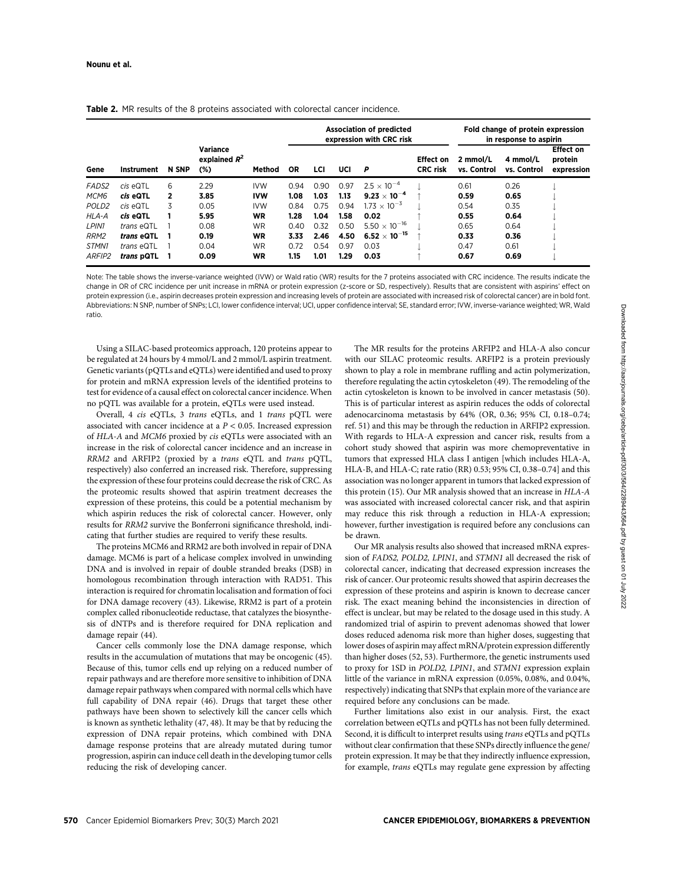**Table 2.** MR results of the 8 proteins associated with colorectal cancer incidence.

| Gene | Instrument | N SNP | Variance explained $R^2$ (%) | Method | Association of predicted expression with CRC risk | | | | | Fold change of protein expression in response to aspirin | | |
|---|---|---|---|---|---|---|---|---|---|---|---|---|
| | | | | | OR | LCI | UCI | P | Effect on CRC risk | 2 mmol/L vs. Control | 4 mmol/L vs. Control | Effect on protein expression |
| *FADS2* | *cis* eQTL | 6 | 2.29 | IVW | 0.94 | 0.90 | 0.97 | $2.5 \times 10^{-4}$ | ↓ | 0.61 | 0.26 | ↓ |
| *MCM6* | ***cis* eQTL** | **2** | **3.85** | **IVW** | **1.08** | **1.03** | **1.13** | $\mathbf{9.23 \times 10^{-4}}$ | ↑ | **0.59** | **0.65** | ↓ |
| *POLD2* | *cis* eQTL | 3 | 0.05 | IVW | 0.84 | 0.75 | 0.94 | $1.73 \times 10^{-3}$ | ↓ | 0.54 | 0.35 | ↓ |
| *HLA-A* | ***cis* eQTL** | **1** | **5.95** | **WR** | **1.28** | **1.04** | **1.58** | **0.02** | ↑ | **0.55** | **0.64** | ↓ |
| *LPIN1* | *trans* eQTL | 1 | 0.08 | WR | 0.40 | 0.32 | 0.50 | $5.50 \times 10^{-16}$ | ↓ | 0.65 | 0.64 | ↓ |
| *RRM2* | ***trans* eQTL** | **1** | **0.19** | **WR** | **3.33** | **2.46** | **4.50** | $\mathbf{6.52 \times 10^{-15}}$ | ↑ | **0.33** | **0.36** | ↓ |
| *STMN1* | *trans* eQTL | 1 | 0.04 | WR | 0.72 | 0.54 | 0.97 | 0.03 | ↓ | 0.47 | 0.61 | ↓ |
| *ARFIP2* | ***trans* pQTL** | **1** | **0.09** | **WR** | **1.15** | **1.01** | **1.29** | **0.03** | ↑ | **0.67** | **0.69** | ↓ |

Note: The table shows the inverse-variance weighted (IVW) or Wald ratio (WR) results for the 7 proteins associated with CRC incidence. The results indicate the change in OR of CRC incidence per unit increase in mRNA or protein expression (z-score or SD, respectively). Results that are consistent with aspirins' effect on protein expression (i.e., aspirin decreases protein expression and increasing levels of protein are associated with increased risk of colorectal cancer) are in bold font. Abbreviations: N SNP, number of SNPs; LCI, lower confidence interval; UCI, upper confidence interval; SE, standard error; IVW, inverse-variance weighted; WR, Wald ratio.

Using a SILAC-based proteomics approach, 120 proteins appear to be regulated at 24 hours by 4 mmol/L and 2 mmol/L aspirin treatment. Genetic variants (pQTLs and eQTLs) were identified and used to proxy for protein and mRNA expression levels of the identified proteins to test for evidence of a causal effect on colorectal cancer incidence. When no pQTL was available for a protein, eQTLs were used instead.

Overall, 4 *cis* eQTLs, 3 *trans* eQTLs, and 1 *trans* pQTL were associated with cancer incidence at a $P < 0.05$. Increased expression of *HLA-A* and *MCM6* proxied by *cis* eQTLs were associated with an increase in the risk of colorectal cancer incidence and an increase in *RRM2* and ARFIP2 (proxied by a *trans* eQTL and *trans* pQTL, respectively) also conferred an increased risk. Therefore, suppressing the expression of these four proteins could decrease the risk of CRC. As the proteomic results showed that aspirin treatment decreases the expression of these proteins, this could be a potential mechanism by which aspirin reduces the risk of colorectal cancer. However, only results for *RRM2* survive the Bonferroni significance threshold, indicating that further studies are required to verify these results.

The proteins MCM6 and RRM2 are both involved in repair of DNA damage. MCM6 is part of a helicase complex involved in unwinding DNA and is involved in repair of double stranded breaks (DSB) in homologous recombination through interaction with RAD51. This interaction is required for chromatin localisation and formation of foci for DNA damage recovery (43). Likewise, RRM2 is part of a protein complex called ribonucleotide reductase, that catalyzes the biosynthesis of dNTPs and is therefore required for DNA replication and damage repair (44).

Cancer cells commonly lose the DNA damage response, which results in the accumulation of mutations that may be oncogenic (45). Because of this, tumor cells end up relying on a reduced number of repair pathways and are therefore more sensitive to inhibition of DNA damage repair pathways when compared with normal cells which have full capability of DNA repair (46). Drugs that target these other pathways have been shown to selectively kill the cancer cells which is known as synthetic lethality (47, 48). It may be that by reducing the expression of DNA repair proteins, which combined with DNA damage response proteins that are already mutated during tumor progression, aspirin can induce cell death in the developing tumor cells reducing the risk of developing cancer.

The MR results for the proteins ARFIP2 and HLA-A also concur with our SILAC proteomic results. ARFIP2 is a protein previously shown to play a role in membrane ruffling and actin polymerization, therefore regulating the actin cytoskeleton (49). The remodeling of the actin cytoskeleton is known to be involved in cancer metastasis (50). This is of particular interest as aspirin reduces the odds of colorectal adenocarcinoma metastasis by 64% (OR, 0.36; 95% CI, 0.18–0.74; ref. 51) and this may be through the reduction in ARFIP2 expression. With regards to HLA-A expression and cancer risk, results from a cohort study showed that aspirin was more chemopreventative in tumors that expressed HLA class I antigen [which includes HLA-A, HLA-B, and HLA-C; rate ratio (RR) 0.53; 95% CI, 0.38–0.74] and this association was no longer apparent in tumors that lacked expression of this protein (15). Our MR analysis showed that an increase in *HLA-A* was associated with increased colorectal cancer risk, and that aspirin may reduce this risk through a reduction in HLA-A expression; however, further investigation is required before any conclusions can be drawn.

Our MR analysis results also showed that increased mRNA expression of *FADS2, POLD2, LPIN1*, and *STMN1* all decreased the risk of colorectal cancer, indicating that decreased expression increases the risk of cancer. Our proteomic results showed that aspirin decreases the expression of these proteins and aspirin is known to decrease cancer risk. The exact meaning behind the inconsistencies in direction of effect is unclear, but may be related to the dosage used in this study. A randomized trial of aspirin to prevent adenomas showed that lower doses reduced adenoma risk more than higher doses, suggesting that lower doses of aspirin may affect mRNA/protein expression differently than higher doses (52, 53). Furthermore, the genetic instruments used to proxy for 1SD in *POLD2, LPIN1*, and *STMN1* expression explain little of the variance in mRNA expression (0.05%, 0.08%, and 0.04%, respectively) indicating that SNPs that explain more of the variance are required before any conclusions can be made.

Further limitations also exist in our analysis. First, the exact correlation between eQTLs and pQTLs has not been fully determined. Second, it is difficult to interpret results using *trans* eQTLs and pQTLs without clear confirmation that these SNPs directly influence the gene/protein expression. It may be that they indirectly influence expression, for example, *trans* eQTLs may regulate gene expression by affecting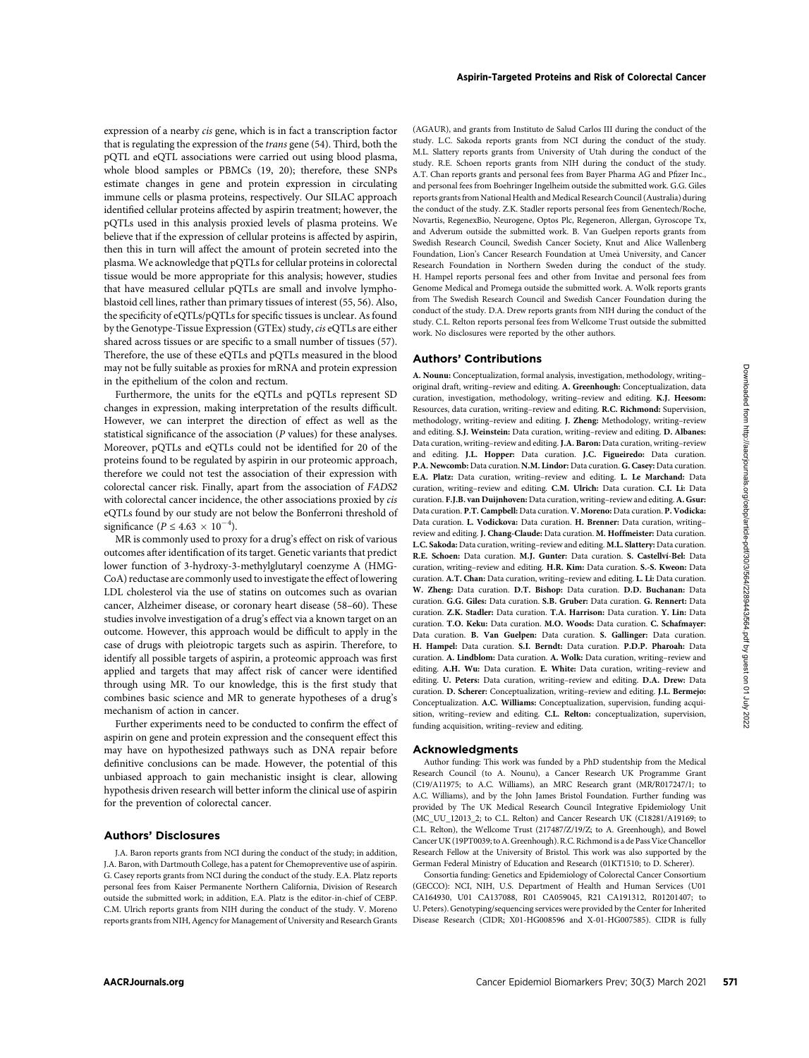expression of a nearby *cis* gene, which is in fact a transcription factor that is regulating the expression of the *trans* gene (54). Third, both the pQTL and eQTL associations were carried out using blood plasma, whole blood samples or PBMCs (19, 20); therefore, these SNPs estimate changes in gene and protein expression in circulating immune cells or plasma proteins, respectively. Our SILAC approach identified cellular proteins affected by aspirin treatment; however, the pQTLs used in this analysis proxied levels of plasma proteins. We believe that if the expression of cellular proteins is affected by aspirin, then this in turn will affect the amount of protein secreted into the plasma. We acknowledge that pQTLs for cellular proteins in colorectal tissue would be more appropriate for this analysis; however, studies that have measured cellular pQTLs are small and involve lymphoblastoid cell lines, rather than primary tissues of interest (55, 56). Also, the specificity of eQTLs/pQTLs for specific tissues is unclear. As found by the Genotype-Tissue Expression (GTEx) study, *cis* eQTLs are either shared across tissues or are specific to a small number of tissues (57). Therefore, the use of these eQTLs and pQTLs measured in the blood may not be fully suitable as proxies for mRNA and protein expression in the epithelium of the colon and rectum.

Furthermore, the units for the eQTLs and pQTLs represent SD changes in expression, making interpretation of the results difficult. However, we can interpret the direction of effect as well as the statistical significance of the association (*P* values) for these analyses. Moreover, pQTLs and eQTLs could not be identified for 20 of the proteins found to be regulated by aspirin in our proteomic approach, therefore we could not test the association of their expression with colorectal cancer risk. Finally, apart from the association of *FADS2* with colorectal cancer incidence, the other associations proxied by *cis* eQTLs found by our study are not below the Bonferroni threshold of significance ($P \leq 4.63 \times 10^{-4}$).

MR is commonly used to proxy for a drug's effect on risk of various outcomes after identification of its target. Genetic variants that predict lower function of 3-hydroxy-3-methylglutaryl coenzyme A (HMG-CoA) reductase are commonly used to investigate the effect of lowering LDL cholesterol via the use of statins on outcomes such as ovarian cancer, Alzheimer disease, or coronary heart disease (58–60). These studies involve investigation of a drug's effect via a known target on an outcome. However, this approach would be difficult to apply in the case of drugs with pleiotropic targets such as aspirin. Therefore, to identify all possible targets of aspirin, a proteomic approach was first applied and targets that may affect risk of cancer were identified through using MR. To our knowledge, this is the first study that combines basic science and MR to generate hypotheses of a drug's mechanism of action in cancer.

Further experiments need to be conducted to confirm the effect of aspirin on gene and protein expression and the consequent effect this may have on hypothesized pathways such as DNA repair before definitive conclusions can be made. However, the potential of this unbiased approach to gain mechanistic insight is clear, allowing hypothesis driven research will better inform the clinical use of aspirin for the prevention of colorectal cancer.

## Authors' Disclosures

J.A. Baron reports grants from NCI during the conduct of the study; in addition, J.A. Baron, with Dartmouth College, has a patent for Chemopreventive use of aspirin. G. Casey reports grants from NCI during the conduct of the study. E.A. Platz reports personal fees from Kaiser Permanente Northern California, Division of Research outside the submitted work; in addition, E.A. Platz is the editor-in-chief of CEBP. C.M. Ulrich reports grants from NIH during the conduct of the study. V. Moreno reports grants from NIH, Agency for Management of University and Research Grants (AGAUR), and grants from Instituto de Salud Carlos III during the conduct of the study. L.C. Sakoda reports grants from NCI during the conduct of the study. M.L. Slattery reports grants from University of Utah during the conduct of the study. R.E. Schoen reports grants from NIH during the conduct of the study. A.T. Chan reports grants and personal fees from Bayer Pharma AG and Pfizer Inc., and personal fees from Boehringer Ingelheim outside the submitted work. G.G. Giles reports grants from National Health and Medical Research Council (Australia) during the conduct of the study. Z.K. Stadler reports personal fees from Genentech/Roche, Novartis, RegenexBio, Neurogene, Optos Plc, Regeneron, Allergan, Gyroscope Tx, and Adverum outside the submitted work. B. Van Guelpen reports grants from Swedish Research Council, Swedish Cancer Society, Knut and Alice Wallenberg Foundation, Lion's Cancer Research Foundation at Umeå University, and Cancer Research Foundation in Northern Sweden during the conduct of the study. H. Hampel reports personal fees and other from Invitae and personal fees from Genome Medical and Promega outside the submitted work. A. Wolk reports grants from The Swedish Research Council and Swedish Cancer Foundation during the conduct of the study. D.A. Drew reports grants from NIH during the conduct of the study. C.L. Relton reports personal fees from Wellcome Trust outside the submitted work. No disclosures were reported by the other authors.

## Authors' Contributions

**A. Nounu:** Conceptualization, formal analysis, investigation, methodology, writing–original draft, writing–review and editing. **A. Greenhough:** Conceptualization, data curation, investigation, methodology, writing–review and editing. **K.J. Heesom:** Resources, data curation, writing–review and editing. **R.C. Richmond:** Supervision, methodology, writing–review and editing. **J. Zheng:** Methodology, writing–review and editing. **S.J. Weinstein:** Data curation, writing–review and editing. **D. Albanes:** Data curation, writing–review and editing. **J.A. Baron:** Data curation, writing–review and editing. **J.L. Hopper:** Data curation. **J.C. Figueiredo:** Data curation. **P.A. Newcomb:** Data curation. **N.M. Lindor:** Data curation. **G. Casey:** Data curation. **E.A. Platz:** Data curation, writing–review and editing. **L. Le Marchand:** Data curation, writing–review and editing. **C.M. Ulrich:** Data curation. **C.I. Li:** Data curation. **F.J.B. van Duijnhoven:** Data curation, writing–review and editing. **A. Gsur:** Data curation. **P.T. Campbell:** Data curation. **V. Moreno:** Data curation. **P. Vodicka:** Data curation. **L. Vodickova:** Data curation. **H. Brenner:** Data curation, writing–review and editing. **J. Chang-Claude:** Data curation. **M. Hoffmeister:** Data curation. **L.C. Sakoda:** Data curation, writing–review and editing. **M.L. Slattery:** Data curation. **R.E. Schoen:** Data curation. **M.J. Gunter:** Data curation. **S. Castellví-Bel:** Data curation, writing–review and editing. **H.R. Kim:** Data curation. **S.-S. Kweon:** Data curation. **A.T. Chan:** Data curation, writing–review and editing. **L. Li:** Data curation. **W. Zheng:** Data curation. **D.T. Bishop:** Data curation. **D.D. Buchanan:** Data curation. **G.G. Giles:** Data curation. **S.B. Gruber:** Data curation. **G. Rennert:** Data curation. **Z.K. Stadler:** Data curation. **T.A. Harrison:** Data curation. **Y. Lin:** Data curation. **T.O. Keku:** Data curation. **M.O. Woods:** Data curation. **C. Schafmayer:** Data curation. **B. Van Guelpen:** Data curation. **S. Gallinger:** Data curation. **H. Hampel:** Data curation. **S.I. Berndt:** Data curation. **P.D.P. Pharoah:** Data curation. **A. Lindblom:** Data curation. **A. Wolk:** Data curation, writing–review and editing. **A.H. Wu:** Data curation. **E. White:** Data curation, writing–review and editing. **U. Peters:** Data curation, writing–review and editing. **D.A. Drew:** Data curation. **D. Scherer:** Conceptualization, writing–review and editing. **J.L. Bermejo:** Conceptualization. **A.C. Williams:** Conceptualization, supervision, funding acquisition, writing–review and editing. **C.L. Relton:** conceptualization, supervision, funding acquisition, writing–review and editing.

## Acknowledgments

Author funding: This work was funded by a PhD studentship from the Medical Research Council (to A. Nounu), a Cancer Research UK Programme Grant (C19/A11975; to A.C. Williams), an MRC Research grant (MR/R017247/1; to A.C. Williams), and by the John James Bristol Foundation. Further funding was provided by The UK Medical Research Council Integrative Epidemiology Unit (MC_UU_12013_2; to C.L. Relton) and Cancer Research UK (C18281/A19169; to C.L. Relton), the Wellcome Trust (217487/Z/19/Z; to A. Greenhough), and Bowel Cancer UK (19PT0039; to A. Greenhough). R.C. Richmond is a de Pass Vice Chancellor Research Fellow at the University of Bristol. This work was also supported by the German Federal Ministry of Education and Research (01KT1510; to D. Scherer).

Consortia funding: Genetics and Epidemiology of Colorectal Cancer Consortium (GECCO): NCI, NIH, U.S. Department of Health and Human Services (U01 CA164930, U01 CA137088, R01 CA059045, R21 CA191312, R01201407; to U. Peters). Genotyping/sequencing services were provided by the Center for Inherited Disease Research (CIDR; X01-HG008596 and X-01-HG007585). CIDR is fully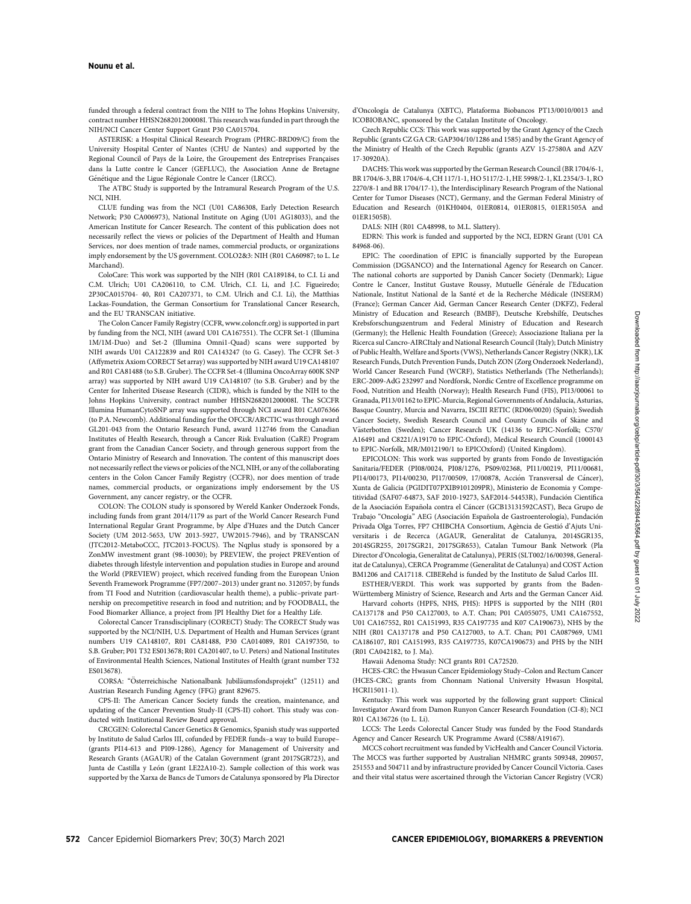funded through a federal contract from the NIH to The Johns Hopkins University, contract number HHSN268201200008I. This research was funded in part through the NIH/NCI Cancer Center Support Grant P30 CA015704.

ASTERISK: a Hospital Clinical Research Program (PHRC-BRD09/C) from the University Hospital Center of Nantes (CHU de Nantes) and supported by the Regional Council of Pays de la Loire, the Groupement des Entreprises Françaises dans la Lutte contre le Cancer (GEFLUC), the Association Anne de Bretagne Génétique and the Ligue Régionale Contre le Cancer (LRCC).

The ATBC Study is supported by the Intramural Research Program of the U.S. NCI, NIH.

CLUE funding was from the NCI (U01 CA86308, Early Detection Research Network; P30 CA006973), National Institute on Aging (U01 AG18033), and the American Institute for Cancer Research. The content of this publication does not necessarily reflect the views or policies of the Department of Health and Human Services, nor does mention of trade names, commercial products, or organizations imply endorsement by the US government. COLO2&3: NIH (R01 CA60987; to L. Le Marchand).

ColoCare: This work was supported by the NIH (R01 CA189184, to C.I. Li and C.M. Ulrich; U01 CA206110, to C.M. Ulrich, C.I. Li, and J.C. Figueiredo; 2P30CA015704- 40, R01 CA207371, to C.M. Ulrich and C.I. Li), the Matthias Lackas-Foundation, the German Consortium for Translational Cancer Research, and the EU TRANSCAN initiative.

The Colon Cancer Family Registry (CCFR, www.coloncfr.org) is supported in part by funding from the NCI, NIH (award U01 CA167551). The CCFR Set-1 (Illumina 1M/1M-Duo) and Set-2 (Illumina Omni1-Quad) scans were supported by NIH awards U01 CA122839 and R01 CA143247 (to G. Casey). The CCFR Set-3 (Affymetrix Axiom CORECT Set array) was supported by NIH award U19 CA148107 and R01 CA81488 (to S.B. Gruber). The CCFR Set-4 (Illumina OncoArray 600K SNP array) was supported by NIH award U19 CA148107 (to S.B. Gruber) and by the Center for Inherited Disease Research (CIDR), which is funded by the NIH to the Johns Hopkins University, contract number HHSN268201200008I. The SCCFR Illumina HumanCytoSNP array was supported through NCI award R01 CA076366 (to P.A. Newcomb). Additional funding for the OFCCR/ARCTIC was through award GL201-043 from the Ontario Research Fund, award 112746 from the Canadian Institutes of Health Research, through a Cancer Risk Evaluation (CaRE) Program grant from the Canadian Cancer Society, and through generous support from the Ontario Ministry of Research and Innovation. The content of this manuscript does not necessarily reflect the views or policies of the NCI, NIH, or any of the collaborating centers in the Colon Cancer Family Registry (CCFR), nor does mention of trade names, commercial products, or organizations imply endorsement by the US Government, any cancer registry, or the CCFR.

COLON: The COLON study is sponsored by Wereld Kanker Onderzoek Fonds, including funds from grant 2014/1179 as part of the World Cancer Research Fund International Regular Grant Programme, by Alpe d'Huzes and the Dutch Cancer Society (UM 2012-5653, UW 2013-5927, UW2015-7946), and by TRANSCAN (JTC2012-MetaboCCC, JTC2013-FOCUS). The Nqplus study is sponsored by a ZonMW investment grant (98-10030); by PREVIEW, the project PREVention of diabetes through lifestyle intervention and population studies in Europe and around the World (PREVIEW) project, which received funding from the European Union Seventh Framework Programme (FP7/2007–2013) under grant no. 312057; by funds from TI Food and Nutrition (cardiovascular health theme), a public–private partnership on precompetitive research in food and nutrition; and by FOODBALL, the Food Biomarker Alliance, a project from JPI Healthy Diet for a Healthy Life.

Colorectal Cancer Transdisciplinary (CORECT) Study: The CORECT Study was supported by the NCI/NIH, U.S. Department of Health and Human Services (grant numbers U19 CA148107, R01 CA81488, P30 CA014089, R01 CA197350, to S.B. Gruber; P01 T32 ES013678; R01 CA201407, to U. Peters) and National Institutes of Environmental Health Sciences, National Institutes of Health (grant number T32 ES013678).

CORSA: "Österreichische Nationalbank Jubiläumsfondsprojekt" (12511) and Austrian Research Funding Agency (FFG) grant 829675.

CPS-II: The American Cancer Society funds the creation, maintenance, and updating of the Cancer Prevention Study-II (CPS-II) cohort. This study was conducted with Institutional Review Board approval.

CRCGEN: Colorectal Cancer Genetics & Genomics, Spanish study was supported by Instituto de Salud Carlos III, cofunded by FEDER funds–a way to build Europe– (grants PI14-613 and PI09-1286), Agency for Management of University and Research Grants (AGAUR) of the Catalan Government (grant 2017SGR723), and Junta de Castilla y León (grant LE22A10-2). Sample collection of this work was supported by the Xarxa de Bancs de Tumors de Catalunya sponsored by Pla Director d'Oncología de Catalunya (XBTC), Plataforma Biobancos PT13/0010/0013 and ICOBIOBANC, sponsored by the Catalan Institute of Oncology.

Czech Republic CCS: This work was supported by the Grant Agency of the Czech Republic (grants CZ GA CR: GAP304/10/1286 and 1585) and by the Grant Agency of the Ministry of Health of the Czech Republic (grants AZV 15-27580A and AZV 17-30920A).

DACHS: This work was supported by the German Research Council (BR 1704/6-1, BR 1704/6-3, BR 1704/6-4, CH 117/1-1, HO 5117/2-1, HE 5998/2-1, KL 2354/3-1, RO 2270/8-1 and BR 1704/17-1), the Interdisciplinary Research Program of the National Center for Tumor Diseases (NCT), Germany, and the German Federal Ministry of Education and Research (01KH0404, 01ER0814, 01ER0815, 01ER1505A and 01ER1505B).

DALS: NIH (R01 CA48998, to M.L. Slattery).

EDRN: This work is funded and supported by the NCI, EDRN Grant (U01 CA 84968-06).

EPIC: The coordination of EPIC is financially supported by the European Commission (DGSANCO) and the International Agency for Research on Cancer. The national cohorts are supported by Danish Cancer Society (Denmark); Ligue Contre le Cancer, Institut Gustave Roussy, Mutuelle Générale de l'Education Nationale, Institut National de la Santé et de la Recherche Médicale (INSERM) (France); German Cancer Aid, German Cancer Research Center (DKFZ), Federal Ministry of Education and Research (BMBF), Deutsche Krebshilfe, Deutsches Krebsforschungszentrum and Federal Ministry of Education and Research (Germany); the Hellenic Health Foundation (Greece); Associazione Italiana per la Ricerca sul Cancro-AIRCItaly and National Research Council (Italy); Dutch Ministry of Public Health, Welfare and Sports (VWS), Netherlands Cancer Registry (NKR), LK Research Funds, Dutch Prevention Funds, Dutch ZON (Zorg Onderzoek Nederland), World Cancer Research Fund (WCRF), Statistics Netherlands (The Netherlands); ERC-2009-AdG 232997 and Nordforsk, Nordic Centre of Excellence programme on Food, Nutrition and Health (Norway); Health Research Fund (FIS), PI13/00061 to Granada, PI13/01162 to EPIC-Murcia, Regional Governments of Andalucía, Asturias, Basque Country, Murcia and Navarra, ISCIII RETIC (RD06/0020) (Spain); Swedish Cancer Society, Swedish Research Council and County Councils of Skåne and Västerbotten (Sweden); Cancer Research UK (14136 to EPIC-Norfolk; C570/A16491 and C8221/A19170 to EPIC-Oxford), Medical Research Council (1000143 to EPIC-Norfolk, MR/M012190/1 to EPICOxford) (United Kingdom).

EPICOLON: This work was supported by grants from Fondo de Investigación Sanitaria/FEDER (PI08/0024, PI08/1276, PS09/02368, PI11/00219, PI11/00681, PI14/00173, PI14/00230, PI17/00509, 17/00878, Acción Transversal de Cáncer), Xunta de Galicia (PGIDIT07PXIB9101209PR), Ministerio de Economia y Competitividad (SAF07-64873, SAF 2010-19273, SAF2014-54453R), Fundación Científica de la Asociación Española contra el Cáncer (GCB13131592CAST), Beca Grupo de Trabajo "Oncología" AEG (Asociación Española de Gastroenterología), Fundación Privada Olga Torres, FP7 CHIBCHA Consortium, Agència de Gestió d'Ajuts Universitaris i de Recerca (AGAUR, Generalitat de Catalunya, 2014SGR135, 2014SGR255, 2017SGR21, 2017SGR653), Catalan Tumour Bank Network (Pla Director d'Oncologia, Generalitat de Catalunya), PERIS (SLT002/16/00398, Generalitat de Catalunya), CERCA Programme (Generalitat de Catalunya) and COST Action BM1206 and CA17118. CIBERehd is funded by the Instituto de Salud Carlos III.

ESTHER/VERDI. This work was supported by grants from the Baden-Württemberg Ministry of Science, Research and Arts and the German Cancer Aid.

Harvard cohorts (HPFS, NHS, PHS): HPFS is supported by the NIH (R01 CA137178 and P50 CA127003, to A.T. Chan; P01 CA055075, UM1 CA167552, U01 CA167552, R01 CA151993, R35 CA197735 and K07 CA190673), NHS by the NIH (R01 CA137178 and P50 CA127003, to A.T. Chan; P01 CA087969, UM1 CA186107, R01 CA151993, R35 CA197735, K07CA190673) and PHS by the NIH (R01 CA042182, to J. Ma).

Hawaii Adenoma Study: NCI grants R01 CA72520.

HCES-CRC: the Hwasun Cancer Epidemiology Study–Colon and Rectum Cancer (HCES-CRC; grants from Chonnam National University Hwasun Hospital, HCRI15011-1).

Kentucky: This work was supported by the following grant support: Clinical Investigator Award from Damon Runyon Cancer Research Foundation (CI-8); NCI R01 CA136726 (to L. Li).

LCCS: The Leeds Colorectal Cancer Study was funded by the Food Standards Agency and Cancer Research UK Programme Award (C588/A19167).

MCCS cohort recruitment was funded by VicHealth and Cancer Council Victoria. The MCCS was further supported by Australian NHMRC grants 509348, 209057, 251553 and 504711 and by infrastructure provided by Cancer Council Victoria. Cases and their vital status were ascertained through the Victorian Cancer Registry (VCR)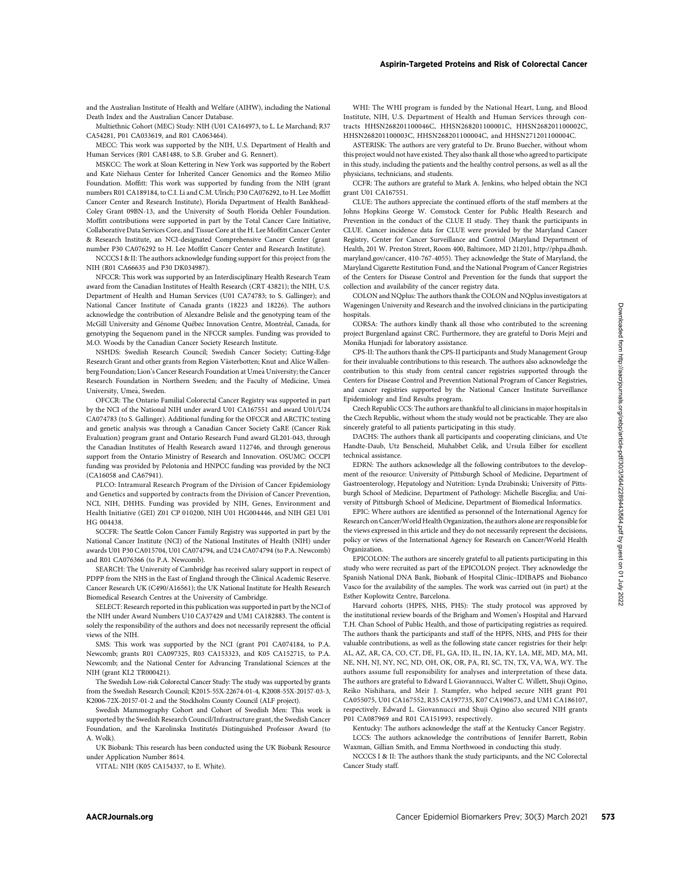and the Australian Institute of Health and Welfare (AIHW), including the National Death Index and the Australian Cancer Database.

Multiethnic Cohort (MEC) Study: NIH (U01 CA164973, to L. Le Marchand; R37 CA54281, P01 CA033619, and R01 CA063464).

MECC: This work was supported by the NIH, U.S. Department of Health and Human Services (R01 CA81488, to S.B. Gruber and G. Rennert).

MSKCC: The work at Sloan Kettering in New York was supported by the Robert and Kate Niehaus Center for Inherited Cancer Genomics and the Romeo Milio Foundation. Moffitt: This work was supported by funding from the NIH (grant numbers R01 CA189184, to C.I. Li and C.M. Ulrich; P30 CA076292, to H. Lee Moffitt Cancer Center and Research Institute), Florida Department of Health Bankhead-Coley Grant 09BN-13, and the University of South Florida Oehler Foundation. Moffitt contributions were supported in part by the Total Cancer Care Initiative, Collaborative Data Services Core, and Tissue Core at the H. Lee Moffitt Cancer Center & Research Institute, an NCI-designated Comprehensive Cancer Center (grant number P30 CA076292 to H. Lee Moffitt Cancer Center and Research Institute).

NCCCS I & II: The authors acknowledge funding support for this project from the NIH (R01 CA66635 and P30 DK034987).

NFCCR: This work was supported by an Interdisciplinary Health Research Team award from the Canadian Institutes of Health Research (CRT 43821); the NIH, U.S. Department of Health and Human Services (U01 CA74783; to S. Gallinger); and National Cancer Institute of Canada grants (18223 and 18226). The authors acknowledge the contribution of Alexandre Belisle and the genotyping team of the McGill University and Génome Québec Innovation Centre, Montréal, Canada, for genotyping the Sequenom panel in the NFCCR samples. Funding was provided to M.O. Woods by the Canadian Cancer Society Research Institute.

NSHDS: Swedish Research Council; Swedish Cancer Society; Cutting-Edge Research Grant and other grants from Region Västerbotten; Knut and Alice Wallenberg Foundation; Lion's Cancer Research Foundation at Umeå University; the Cancer Research Foundation in Northern Sweden; and the Faculty of Medicine, Umeå University, Umeå, Sweden.

OFCCR: The Ontario Familial Colorectal Cancer Registry was supported in part by the NCI of the National NIH under award U01 CA167551 and award U01/U24 CA074783 (to S. Gallinger). Additional funding for the OFCCR and ARCTIC testing and genetic analysis was through a Canadian Cancer Society CaRE (Cancer Risk Evaluation) program grant and Ontario Research Fund award GL201-043, through the Canadian Institutes of Health Research award 112746, and through generous support from the Ontario Ministry of Research and Innovation. OSUMC: OCCPI funding was provided by Pelotonia and HNPCC funding was provided by the NCI (CA16058 and CA67941).

PLCO: Intramural Research Program of the Division of Cancer Epidemiology and Genetics and supported by contracts from the Division of Cancer Prevention, NCI, NIH, DHHS. Funding was provided by NIH, Genes, Environment and Health Initiative (GEI) Z01 CP 010200, NIH U01 HG004446, and NIH GEI U01 HG 004438.

SCCFR: The Seattle Colon Cancer Family Registry was supported in part by the National Cancer Institute (NCI) of the National Institutes of Health (NIH) under awards U01 P30 CA015704, U01 CA074794, and U24 CA074794 (to P.A. Newcomb) and R01 CA076366 (to P.A. Newcomb).

SEARCH: The University of Cambridge has received salary support in respect of PDPP from the NHS in the East of England through the Clinical Academic Reserve. Cancer Research UK (C490/A16561); the UK National Institute for Health Research Biomedical Research Centres at the University of Cambridge.

SELECT: Research reported in this publication was supported in part by the NCI of the NIH under Award Numbers U10 CA37429 and UM1 CA182883. The content is solely the responsibility of the authors and does not necessarily represent the official views of the NIH.

SMS: This work was supported by the NCI (grant P01 CA074184, to P.A. Newcomb; grants R01 CA097325, R03 CA153323, and K05 CA152715, to P.A. Newcomb; and the National Center for Advancing Translational Sciences at the NIH (grant KL2 TR000421).

The Swedish Low-risk Colorectal Cancer Study: The study was supported by grants from the Swedish Research Council; K2015-55X-22674-01-4, K2008-55X-20157-03-3, K2006-72X-20157-01-2 and the Stockholm County Council (ALF project).

Swedish Mammography Cohort and Cohort of Swedish Men: This work is supported by the Swedish Research Council/Infrastructure grant, the Swedish Cancer Foundation, and the Karolinska Institutés Distinguished Professor Award (to A. Wolk).

UK Biobank: This research has been conducted using the UK Biobank Resource under Application Number 8614.

VITAL: NIH (K05 CA154337, to E. White).

WHI: The WHI program is funded by the National Heart, Lung, and Blood Institute, NIH, U.S. Department of Health and Human Services through contracts HHSN268201100046C, HHSN268201100001C, HHSN268201100002C, HHSN268201100003C, HHSN268201100004C, and HHSN271201100004C.

ASTERISK: The authors are very grateful to Dr. Bruno Buecher, without whom this project would not have existed. They also thank all those who agreed to participate in this study, including the patients and the healthy control persons, as well as all the physicians, technicians, and students.

CCFR: The authors are grateful to Mark A. Jenkins, who helped obtain the NCI grant U01 CA167551.

CLUE: The authors appreciate the continued efforts of the staff members at the Johns Hopkins George W. Comstock Center for Public Health Research and Prevention in the conduct of the CLUE II study. They thank the participants in CLUE. Cancer incidence data for CLUE were provided by the Maryland Cancer Registry, Center for Cancer Surveillance and Control (Maryland Department of Health, 201 W. Preston Street, Room 400, Baltimore, MD 21201, http://phpa.dhmh.maryland.gov/cancer, 410-767-4055). They acknowledge the State of Maryland, the Maryland Cigarette Restitution Fund, and the National Program of Cancer Registries of the Centers for Disease Control and Prevention for the funds that support the collection and availability of the cancer registry data.

COLON and NQplus: The authors thank the COLON and NQplus investigators at Wageningen University and Research and the involved clinicians in the participating hospitals.

CORSA: The authors kindly thank all those who contributed to the screening project Burgenland against CRC. Furthermore, they are grateful to Doris Mejri and Monika Hunjadi for laboratory assistance.

CPS-II: The authors thank the CPS-II participants and Study Management Group for their invaluable contributions to this research. The authors also acknowledge the contribution to this study from central cancer registries supported through the Centers for Disease Control and Prevention National Program of Cancer Registries, and cancer registries supported by the National Cancer Institute Surveillance Epidemiology and End Results program.

Czech Republic CCS: The authors are thankful to all clinicians in major hospitals in the Czech Republic, without whom the study would not be practicable. They are also sincerely grateful to all patients participating in this study.

DACHS: The authors thank all participants and cooperating clinicians, and Ute Handte-Daub, Utz Benscheid, Muhabbet Celik, and Ursula Eilber for excellent technical assistance.

EDRN: The authors acknowledge all the following contributors to the development of the resource: University of Pittsburgh School of Medicine, Department of Gastroenterology, Hepatology and Nutrition: Lynda Dzubinski; University of Pittsburgh School of Medicine, Department of Pathology: Michelle Bisceglia; and University of Pittsburgh School of Medicine, Department of Biomedical Informatics.

EPIC: Where authors are identified as personnel of the International Agency for Research on Cancer/World Health Organization, the authors alone are responsible for the views expressed in this article and they do not necessarily represent the decisions, policy or views of the International Agency for Research on Cancer/World Health Organization.

EPICOLON: The authors are sincerely grateful to all patients participating in this study who were recruited as part of the EPICOLON project. They acknowledge the Spanish National DNA Bank, Biobank of Hospital Clínic–IDIBAPS and Biobanco Vasco for the availability of the samples. The work was carried out (in part) at the Esther Koplowitz Centre, Barcelona.

Harvard cohorts (HPFS, NHS, PHS): The study protocol was approved by the institutional review boards of the Brigham and Women's Hospital and Harvard T.H. Chan School of Public Health, and those of participating registries as required. The authors thank the participants and staff of the HPFS, NHS, and PHS for their valuable contributions, as well as the following state cancer registries for their help: AL, AZ, AR, CA, CO, CT, DE, FL, GA, ID, IL, IN, IA, KY, LA, ME, MD, MA, MI, NE, NH, NJ, NY, NC, ND, OH, OK, OR, PA, RI, SC, TN, TX, VA, WA, WY. The authors assume full responsibility for analyses and interpretation of these data. The authors are grateful to Edward L Giovannucci, Walter C. Willett, Shuji Ogino, Reiko Nishihara, and Meir J. Stampfer, who helped secure NIH grant P01 CA055075, U01 CA167552, R35 CA197735, K07 CA190673, and UM1 CA186107, respectively. Edward L. Giovannucci and Shuji Ogino also secured NIH grants P01 CA087969 and R01 CA151993, respectively.

Kentucky: The authors acknowledge the staff at the Kentucky Cancer Registry.

LCCS: The authors acknowledge the contributions of Jennifer Barrett, Robin Waxman, Gillian Smith, and Emma Northwood in conducting this study.

NCCCS I & II: The authors thank the study participants, and the NC Colorectal Cancer Study staff.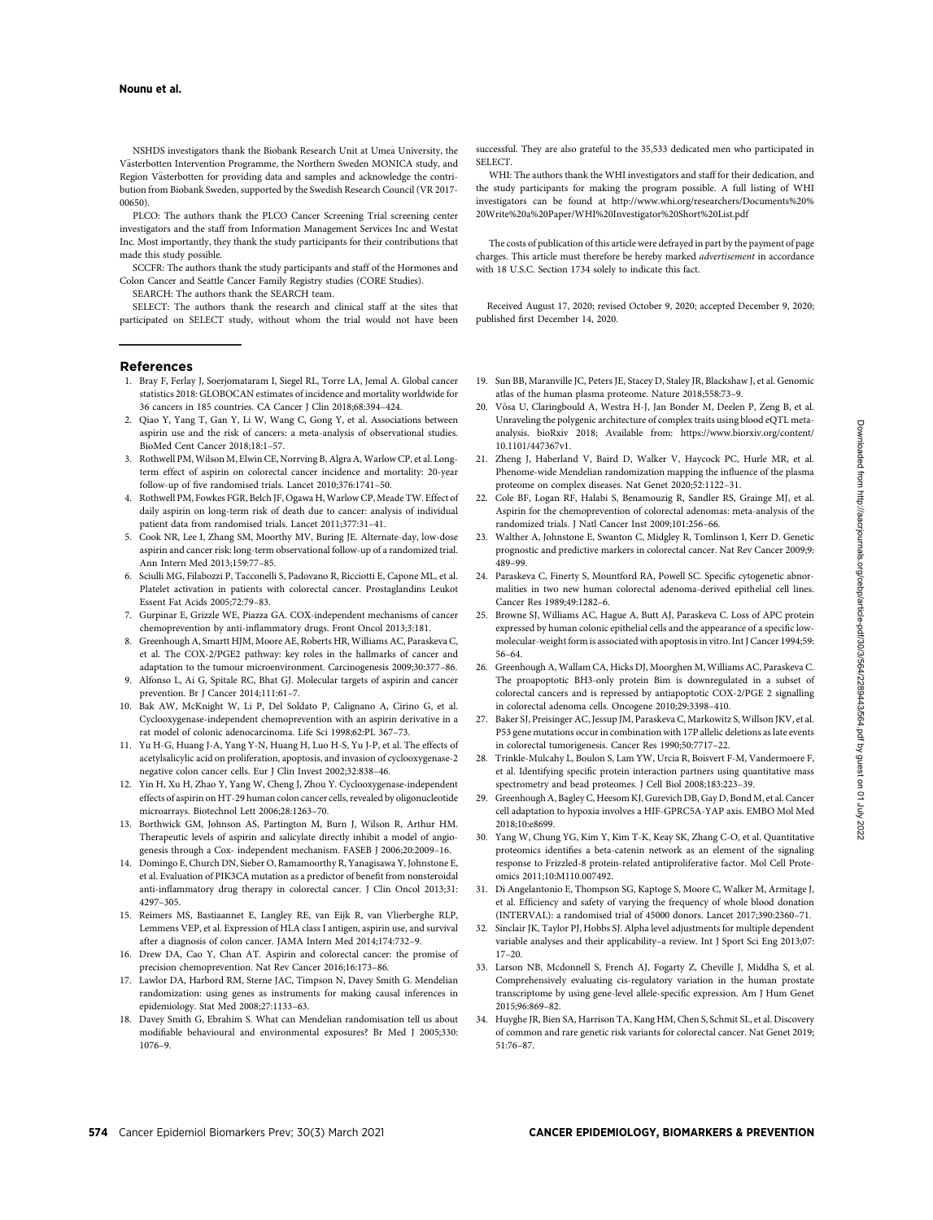NSHDS investigators thank the Biobank Research Unit at Umeå University, the Västerbotten Intervention Programme, the Northern Sweden MONICA study, and Region Västerbotten for providing data and samples and acknowledge the contribution from Biobank Sweden, supported by the Swedish Research Council (VR 2017-00650).

PLCO: The authors thank the PLCO Cancer Screening Trial screening center investigators and the staff from Information Management Services Inc and Westat Inc. Most importantly, they thank the study participants for their contributions that made this study possible.

SCCFR: The authors thank the study participants and staff of the Hormones and Colon Cancer and Seattle Cancer Family Registry studies (CORE Studies).

SEARCH: The authors thank the SEARCH team.

SELECT: The authors thank the research and clinical staff at the sites that participated on SELECT study, without whom the trial would not have been successful. They are also grateful to the 35,533 dedicated men who participated in SELECT.

WHI: The authors thank the WHI investigators and staff for their dedication, and the study participants for making the program possible. A full listing of WHI investigators can be found at http://www.whi.org/researchers/Documents%20%20Write%20a%20Paper/WHI%20Investigator%20Short%20List.pdf

The costs of publication of this article were defrayed in part by the payment of page charges. This article must therefore be hereby marked *advertisement* in accordance with 18 U.S.C. Section 1734 solely to indicate this fact.

Received August 17, 2020; revised October 9, 2020; accepted December 9, 2020; published first December 14, 2020.

## References

1. Bray F, Ferlay J, Soerjomataram I, Siegel RL, Torre LA, Jemal A. Global cancer statistics 2018: GLOBOCAN estimates of incidence and mortality worldwide for 36 cancers in 185 countries. CA Cancer J Clin 2018;68:394–424.
2. Qiao Y, Yang T, Gan Y, Li W, Wang C, Gong Y, et al. Associations between aspirin use and the risk of cancers: a meta-analysis of observational studies. BioMed Cent Cancer 2018;18:1–57.
3. Rothwell PM, Wilson M, Elwin CE, Norrving B, Algra A, Warlow CP, et al. Long-term effect of aspirin on colorectal cancer incidence and mortality: 20-year follow-up of five randomised trials. Lancet 2010;376:1741–50.
4. Rothwell PM, Fowkes FGR, Belch JF, Ogawa H, Warlow CP, Meade TW. Effect of daily aspirin on long-term risk of death due to cancer: analysis of individual patient data from randomised trials. Lancet 2011;377:31–41.
5. Cook NR, Lee I, Zhang SM, Moorthy MV, Buring JE. Alternate-day, low-dose aspirin and cancer risk: long-term observational follow-up of a randomized trial. Ann Intern Med 2013;159:77–85.
6. Sciulli MG, Filabozzi P, Tacconelli S, Padovano R, Ricciotti E, Capone ML, et al. Platelet activation in patients with colorectal cancer. Prostaglandins Leukot Essent Fat Acids 2005;72:79–83.
7. Gurpinar E, Grizzle WE, Piazza GA. COX-independent mechanisms of cancer chemoprevention by anti-inflammatory drugs. Front Oncol 2013;3:181.
8. Greenhough A, Smartt HJM, Moore AE, Roberts HR, Williams AC, Paraskeva C, et al. The COX-2/PGE2 pathway: key roles in the hallmarks of cancer and adaptation to the tumour microenvironment. Carcinogenesis 2009;30:377–86.
9. Alfonso L, Ai G, Spitale RC, Bhat GJ. Molecular targets of aspirin and cancer prevention. Br J Cancer 2014;111:61–7.
10. Bak AW, McKnight W, Li P, Del Soldato P, Calignano A, Cirino G, et al. Cyclooxygenase-independent chemoprevention with an aspirin derivative in a rat model of colonic adenocarcinoma. Life Sci 1998;62:PL 367–73.
11. Yu H-G, Huang J-A, Yang Y-N, Huang H, Luo H-S, Yu J-P, et al. The effects of acetylsalicylic acid on proliferation, apoptosis, and invasion of cyclooxygenase-2 negative colon cancer cells. Eur J Clin Invest 2002;32:838–46.
12. Yin H, Xu H, Zhao Y, Yang W, Cheng J, Zhou Y. Cyclooxygenase-independent effects of aspirin on HT-29 human colon cancer cells, revealed by oligonucleotide microarrays. Biotechnol Lett 2006;28:1263–70.
13. Borthwick GM, Johnson AS, Partington M, Burn J, Wilson R, Arthur HM. Therapeutic levels of aspirin and salicylate directly inhibit a model of angiogenesis through a Cox- independent mechanism. FASEB J 2006;20:2009–16.
14. Domingo E, Church DN, Sieber O, Ramamoorthy R, Yanagisawa Y, Johnstone E, et al. Evaluation of PIK3CA mutation as a predictor of benefit from nonsteroidal anti-inflammatory drug therapy in colorectal cancer. J Clin Oncol 2013;31:4297–305.
15. Reimers MS, Bastiaannet E, Langley RE, van Eijk R, van Vlierberghe RLP, Lemmens VEP, et al. Expression of HLA class I antigen, aspirin use, and survival after a diagnosis of colon cancer. JAMA Intern Med 2014;174:732–9.
16. Drew DA, Cao Y, Chan AT. Aspirin and colorectal cancer: the promise of precision chemoprevention. Nat Rev Cancer 2016;16:173–86.
17. Lawlor DA, Harbord RM, Sterne JAC, Timpson N, Davey Smith G. Mendelian randomization: using genes as instruments for making causal inferences in epidemiology. Stat Med 2008;27:1133–63.
18. Davey Smith G, Ebrahim S. What can Mendelian randomisation tell us about modifiable behavioural and environmental exposures? Br Med J 2005;330:1076–9.
19. Sun BB, Maranville JC, Peters JE, Stacey D, Staley JR, Blackshaw J, et al. Genomic atlas of the human plasma proteome. Nature 2018;558:73–9.
20. Võsa U, Claringbould A, Westra H-J, Jan Bonder M, Deelen P, Zeng B, et al. Unraveling the polygenic architecture of complex traits using blood eQTL meta-analysis. bioRxiv 2018; Available from: https://www.biorxiv.org/content/10.1101/447367v1.
21. Zheng J, Haberland V, Baird D, Walker V, Haycock PC, Hurle MR, et al. Phenome-wide Mendelian randomization mapping the influence of the plasma proteome on complex diseases. Nat Genet 2020;52:1122–31.
22. Cole BF, Logan RF, Halabi S, Benamouzig R, Sandler RS, Grainge MJ, et al. Aspirin for the chemoprevention of colorectal adenomas: meta-analysis of the randomized trials. J Natl Cancer Inst 2009;101:256–66.
23. Walther A, Johnstone E, Swanton C, Midgley R, Tomlinson I, Kerr D. Genetic prognostic and predictive markers in colorectal cancer. Nat Rev Cancer 2009;9:489–99.
24. Paraskeva C, Finerty S, Mountford RA, Powell SC. Specific cytogenetic abnormalities in two new human colorectal adenoma-derived epithelial cell lines. Cancer Res 1989;49:1282–6.
25. Browne SJ, Williams AC, Hague A, Butt AJ, Paraskeva C. Loss of APC protein expressed by human colonic epithelial cells and the appearance of a specific low-molecular-weight form is associated with apoptosis in vitro. Int J Cancer 1994;59:56–64.
26. Greenhough A, Wallam CA, Hicks DJ, Moorghen M, Williams AC, Paraskeva C. The proapoptotic BH3-only protein Bim is downregulated in a subset of colorectal cancers and is repressed by antiapoptotic COX-2/PGE 2 signalling in colorectal adenoma cells. Oncogene 2010;29:3398–410.
27. Baker SJ, Preisinger AC, Jessup JM, Paraskeva C, Markowitz S, Willson JKV, et al. P53 gene mutations occur in combination with 17P allelic deletions as late events in colorectal tumorigenesis. Cancer Res 1990;50:7717–22.
28. Trinkle-Mulcahy L, Boulon S, Lam YW, Urcia R, Boisvert F-M, Vandermoere F, et al. Identifying specific protein interaction partners using quantitative mass spectrometry and bead proteomes. J Cell Biol 2008;183:223–39.
29. Greenhough A, Bagley C, Heesom KJ, Gurevich DB, Gay D, Bond M, et al. Cancer cell adaptation to hypoxia involves a HIF-GPRC5A-YAP axis. EMBO Mol Med 2018;10:e8699.
30. Yang W, Chung YG, Kim Y, Kim T-K, Keay SK, Zhang C-O, et al. Quantitative proteomics identifies a beta-catenin network as an element of the signaling response to Frizzled-8 protein-related antiproliferative factor. Mol Cell Proteomics 2011;10:M110.007492.
31. Di Angelantonio E, Thompson SG, Kaptoge S, Moore C, Walker M, Armitage J, et al. Efficiency and safety of varying the frequency of whole blood donation (INTERVAL): a randomised trial of 45000 donors. Lancet 2017;390:2360–71.
32. Sinclair JK, Taylor PJ, Hobbs SJ. Alpha level adjustments for multiple dependent variable analyses and their applicability–a review. Int J Sport Sci Eng 2013;07:17–20.
33. Larson NB, Mcdonnell S, French AJ, Fogarty Z, Cheville J, Middha S, et al. Comprehensively evaluating cis-regulatory variation in the human prostate transcriptome by using gene-level allele-specific expression. Am J Hum Genet 2015;96:869–82.
34. Huyghe JR, Bien SA, Harrison TA, Kang HM, Chen S, Schmit SL, et al. Discovery of common and rare genetic risk variants for colorectal cancer. Nat Genet 2019;51:76–87.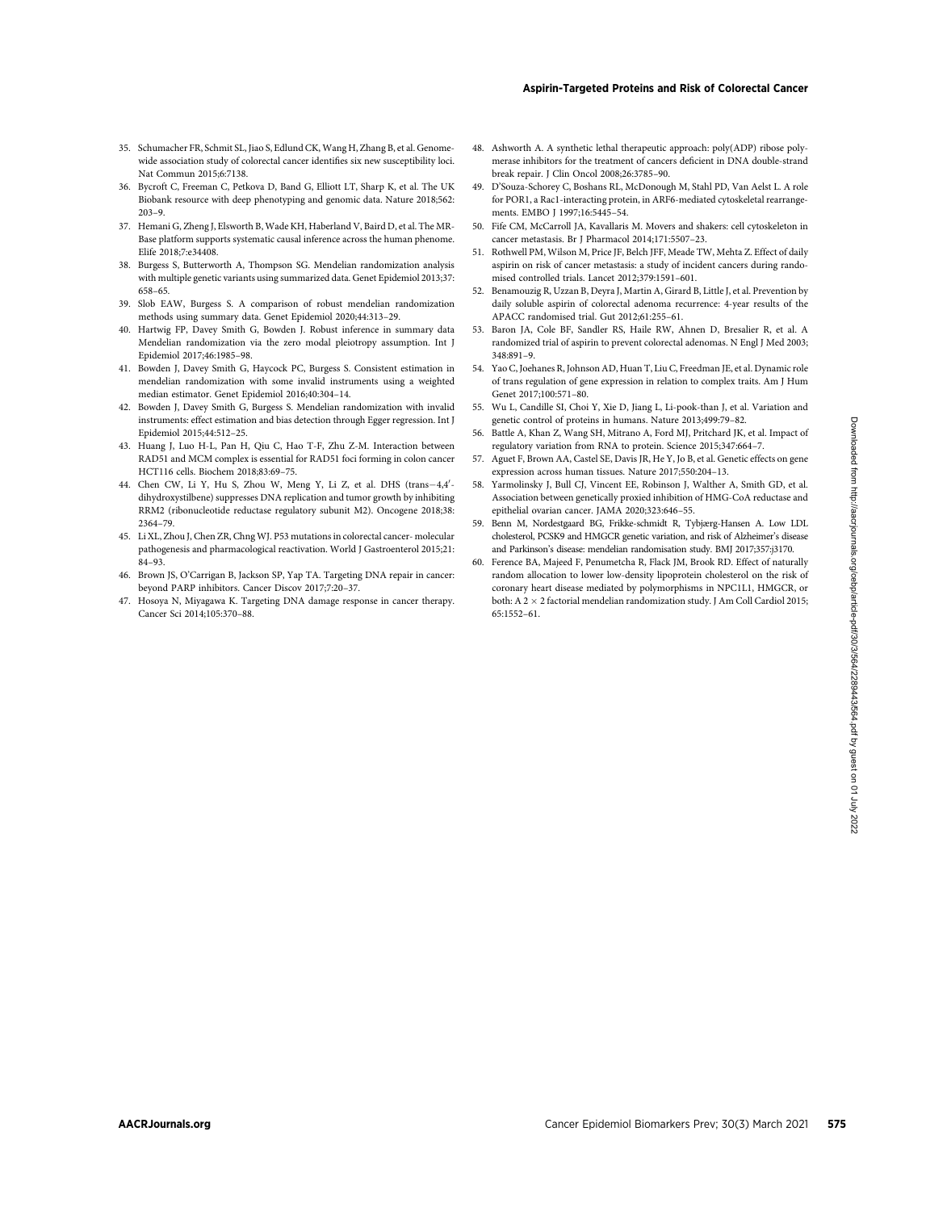35. Schumacher FR, Schmit SL, Jiao S, Edlund CK, Wang H, Zhang B, et al. Genome-wide association study of colorectal cancer identifies six new susceptibility loci. Nat Commun 2015;6:7138.
36. Bycroft C, Freeman C, Petkova D, Band G, Elliott LT, Sharp K, et al. The UK Biobank resource with deep phenotyping and genomic data. Nature 2018;562: 203–9.
37. Hemani G, Zheng J, Elsworth B, Wade KH, Haberland V, Baird D, et al. The MR-Base platform supports systematic causal inference across the human phenome. Elife 2018;7:e34408.
38. Burgess S, Butterworth A, Thompson SG. Mendelian randomization analysis with multiple genetic variants using summarized data. Genet Epidemiol 2013;37: 658–65.
39. Slob EAW, Burgess S. A comparison of robust mendelian randomization methods using summary data. Genet Epidemiol 2020;44:313–29.
40. Hartwig FP, Davey Smith G, Bowden J. Robust inference in summary data Mendelian randomization via the zero modal pleiotropy assumption. Int J Epidemiol 2017;46:1985–98.
41. Bowden J, Davey Smith G, Haycock PC, Burgess S. Consistent estimation in mendelian randomization with some invalid instruments using a weighted median estimator. Genet Epidemiol 2016;40:304–14.
42. Bowden J, Davey Smith G, Burgess S. Mendelian randomization with invalid instruments: effect estimation and bias detection through Egger regression. Int J Epidemiol 2015;44:512–25.
43. Huang J, Luo H-L, Pan H, Qiu C, Hao T-F, Zhu Z-M. Interaction between RAD51 and MCM complex is essential for RAD51 foci forming in colon cancer HCT116 cells. Biochem 2018;83:69–75.
44. Chen CW, Li Y, Hu S, Zhou W, Meng Y, Li Z, et al. DHS (trans−4,4′-dihydroxystilbene) suppresses DNA replication and tumor growth by inhibiting RRM2 (ribonucleotide reductase regulatory subunit M2). Oncogene 2018;38: 2364–79.
45. Li XL, Zhou J, Chen ZR, Chng WJ. P53 mutations in colorectal cancer- molecular pathogenesis and pharmacological reactivation. World J Gastroenterol 2015;21: 84–93.
46. Brown JS, O'Carrigan B, Jackson SP, Yap TA. Targeting DNA repair in cancer: beyond PARP inhibitors. Cancer Discov 2017;7:20–37.
47. Hosoya N, Miyagawa K. Targeting DNA damage response in cancer therapy. Cancer Sci 2014;105:370–88.
48. Ashworth A. A synthetic lethal therapeutic approach: poly(ADP) ribose polymerase inhibitors for the treatment of cancers deficient in DNA double-strand break repair. J Clin Oncol 2008;26:3785–90.
49. D'Souza-Schorey C, Boshans RL, McDonough M, Stahl PD, Van Aelst L. A role for POR1, a Rac1-interacting protein, in ARF6-mediated cytoskeletal rearrangements. EMBO J 1997;16:5445–54.
50. Fife CM, McCarroll JA, Kavallaris M. Movers and shakers: cell cytoskeleton in cancer metastasis. Br J Pharmacol 2014;171:5507–23.
51. Rothwell PM, Wilson M, Price JF, Belch JFF, Meade TW, Mehta Z. Effect of daily aspirin on risk of cancer metastasis: a study of incident cancers during randomised controlled trials. Lancet 2012;379:1591–601.
52. Benamouzig R, Uzzan B, Deyra J, Martin A, Girard B, Little J, et al. Prevention by daily soluble aspirin of colorectal adenoma recurrence: 4-year results of the APACC randomised trial. Gut 2012;61:255–61.
53. Baron JA, Cole BF, Sandler RS, Haile RW, Ahnen D, Bresalier R, et al. A randomized trial of aspirin to prevent colorectal adenomas. N Engl J Med 2003; 348:891–9.
54. Yao C, Joehanes R, Johnson AD, Huan T, Liu C, Freedman JE, et al. Dynamic role of trans regulation of gene expression in relation to complex traits. Am J Hum Genet 2017;100:571–80.
55. Wu L, Candille SI, Choi Y, Xie D, Jiang L, Li-pook-than J, et al. Variation and genetic control of proteins in humans. Nature 2013;499:79–82.
56. Battle A, Khan Z, Wang SH, Mitrano A, Ford MJ, Pritchard JK, et al. Impact of regulatory variation from RNA to protein. Science 2015;347:664–7.
57. Aguet F, Brown AA, Castel SE, Davis JR, He Y, Jo B, et al. Genetic effects on gene expression across human tissues. Nature 2017;550:204–13.
58. Yarmolinsky J, Bull CJ, Vincent EE, Robinson J, Walther A, Smith GD, et al. Association between genetically proxied inhibition of HMG-CoA reductase and epithelial ovarian cancer. JAMA 2020;323:646–55.
59. Benn M, Nordestgaard BG, Frikke-schmidt R, Tybjærg-Hansen A. Low LDL cholesterol, PCSK9 and HMGCR genetic variation, and risk of Alzheimer's disease and Parkinson's disease: mendelian randomisation study. BMJ 2017;357:j3170.
60. Ference BA, Majeed F, Penumetcha R, Flack JM, Brook RD. Effect of naturally random allocation to lower low-density lipoprotein cholesterol on the risk of coronary heart disease mediated by polymorphisms in NPC1L1, HMGCR, or both: A $2 \times 2$ factorial mendelian randomization study. J Am Coll Cardiol 2015; 65:1552–61.